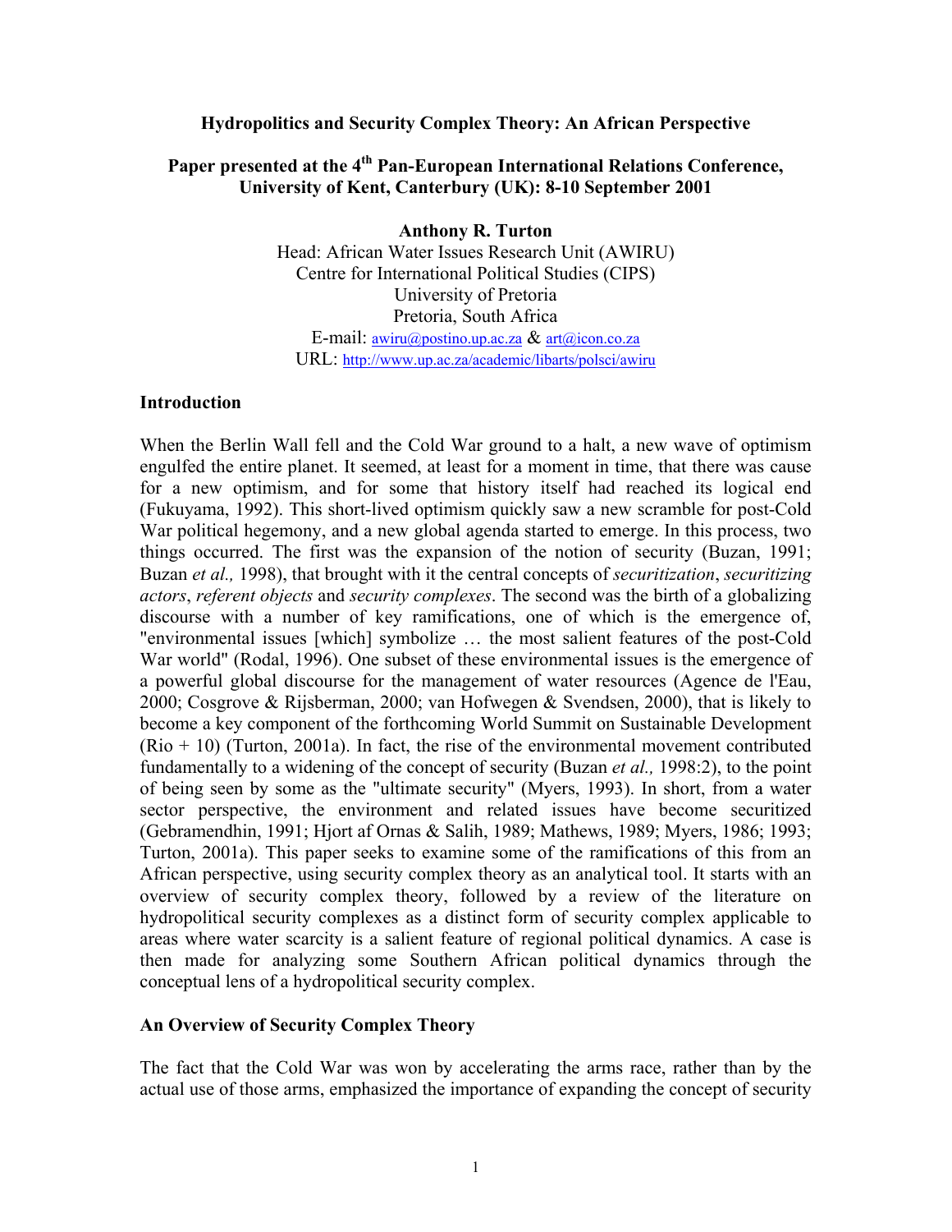# Hydropolitics and Security Complex Theory: An African Perspective

**Paper presented at the 4th Pan-European International Relations Conference, University of Kent, Canterbury (UK): 8-10 September 2001**

**Anthony R. Turton**
Head: African Water Issues Research Unit (AWIRU)
Centre for International Political Studies (CIPS)
University of Pretoria
Pretoria, South Africa
E-mail: awiru@postino.up.ac.za & art@icon.co.za
URL: http://www.up.ac.za/academic/libarts/polsci/awiru

## Introduction

When the Berlin Wall fell and the Cold War ground to a halt, a new wave of optimism engulfed the entire planet. It seemed, at least for a moment in time, that there was cause for a new optimism, and for some that history itself had reached its logical end (Fukuyama, 1992). This short-lived optimism quickly saw a new scramble for post-Cold War political hegemony, and a new global agenda started to emerge. In this process, two things occurred. The first was the expansion of the notion of security (Buzan, 1991; Buzan *et al.,* 1998), that brought with it the central concepts of *securitization*, *securitizing actors*, *referent objects* and *security complexes*. The second was the birth of a globalizing discourse with a number of key ramifications, one of which is the emergence of, "environmental issues [which] symbolize … the most salient features of the post-Cold War world" (Rodal, 1996). One subset of these environmental issues is the emergence of a powerful global discourse for the management of water resources (Agence de l'Eau, 2000; Cosgrove & Rijsberman, 2000; van Hofwegen & Svendsen, 2000), that is likely to become a key component of the forthcoming World Summit on Sustainable Development (Rio + 10) (Turton, 2001a). In fact, the rise of the environmental movement contributed fundamentally to a widening of the concept of security (Buzan *et al.,* 1998:2), to the point of being seen by some as the "ultimate security" (Myers, 1993). In short, from a water sector perspective, the environment and related issues have become securitized (Gebramendhin, 1991; Hjort af Ornas & Salih, 1989; Mathews, 1989; Myers, 1986; 1993; Turton, 2001a). This paper seeks to examine some of the ramifications of this from an African perspective, using security complex theory as an analytical tool. It starts with an overview of security complex theory, followed by a review of the literature on hydropolitical security complexes as a distinct form of security complex applicable to areas where water scarcity is a salient feature of regional political dynamics. A case is then made for analyzing some Southern African political dynamics through the conceptual lens of a hydropolitical security complex.

## An Overview of Security Complex Theory

The fact that the Cold War was won by accelerating the arms race, rather than by the actual use of those arms, emphasized the importance of expanding the concept of security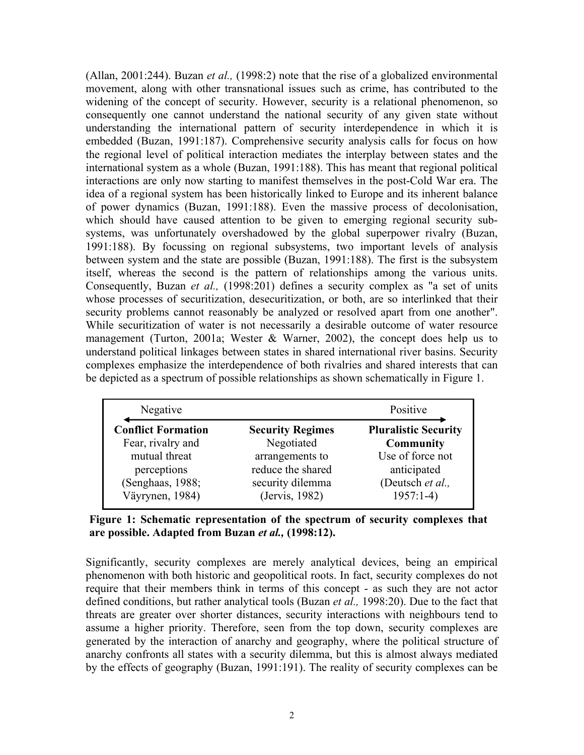(Allan, 2001:244). Buzan *et al.,* (1998:2) note that the rise of a globalized environmental movement, along with other transnational issues such as crime, has contributed to the widening of the concept of security. However, security is a relational phenomenon, so consequently one cannot understand the national security of any given state without understanding the international pattern of security interdependence in which it is embedded (Buzan, 1991:187). Comprehensive security analysis calls for focus on how the regional level of political interaction mediates the interplay between states and the international system as a whole (Buzan, 1991:188). This has meant that regional political interactions are only now starting to manifest themselves in the post-Cold War era. The idea of a regional system has been historically linked to Europe and its inherent balance of power dynamics (Buzan, 1991:188). Even the massive process of decolonisation, which should have caused attention to be given to emerging regional security sub-systems, was unfortunately overshadowed by the global superpower rivalry (Buzan, 1991:188). By focussing on regional subsystems, two important levels of analysis between system and the state are possible (Buzan, 1991:188). The first is the subsystem itself, whereas the second is the pattern of relationships among the various units. Consequently, Buzan *et al.,* (1998:201) defines a security complex as "a set of units whose processes of securitization, desecuritization, or both, are so interlinked that their security problems cannot reasonably be analyzed or resolved apart from one another". While securitization of water is not necessarily a desirable outcome of water resource management (Turton, 2001a; Wester & Warner, 2002), the concept does help us to understand political linkages between states in shared international river basins. Security complexes emphasize the interdependence of both rivalries and shared interests that can be depicted as a spectrum of possible relationships as shown schematically in Figure 1.

| Negative ← | | → Positive |
|---|---|---|
| **Conflict Formation** | **Security Regimes** | **Pluralistic Security Community** |
| Fear, rivalry and mutual threat perceptions (Senghaas, 1988; Väyrynen, 1984) | Negotiated arrangements to reduce the shared security dilemma (Jervis, 1982) | Use of force not anticipated (Deutsch *et al.,* 1957:1-4) |

**Figure 1: Schematic representation of the spectrum of security complexes that are possible. Adapted from Buzan *et al.,* (1998:12).**

Significantly, security complexes are merely analytical devices, being an empirical phenomenon with both historic and geopolitical roots. In fact, security complexes do not require that their members think in terms of this concept - as such they are not actor defined conditions, but rather analytical tools (Buzan *et al.,* 1998:20). Due to the fact that threats are greater over shorter distances, security interactions with neighbours tend to assume a higher priority. Therefore, seen from the top down, security complexes are generated by the interaction of anarchy and geography, where the political structure of anarchy confronts all states with a security dilemma, but this is almost always mediated by the effects of geography (Buzan, 1991:191). The reality of security complexes can be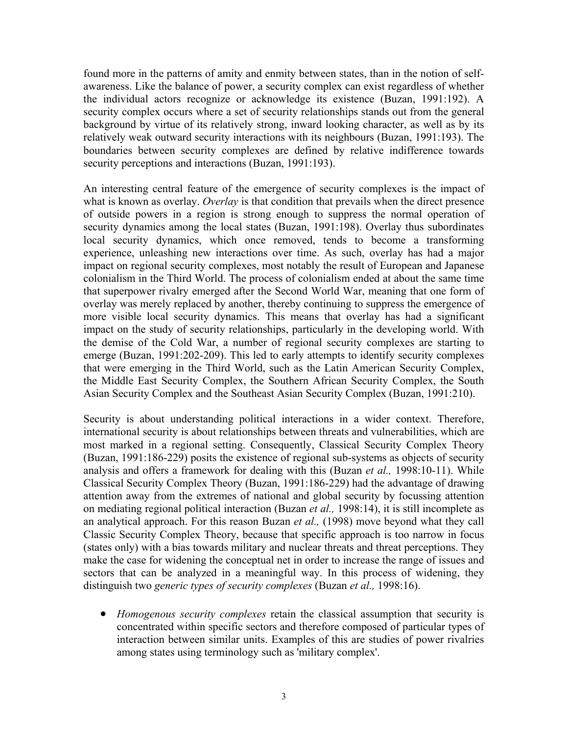found more in the patterns of amity and enmity between states, than in the notion of self-awareness. Like the balance of power, a security complex can exist regardless of whether the individual actors recognize or acknowledge its existence (Buzan, 1991:192). A security complex occurs where a set of security relationships stands out from the general background by virtue of its relatively strong, inward looking character, as well as by its relatively weak outward security interactions with its neighbours (Buzan, 1991:193). The boundaries between security complexes are defined by relative indifference towards security perceptions and interactions (Buzan, 1991:193).

An interesting central feature of the emergence of security complexes is the impact of what is known as overlay. *Overlay* is that condition that prevails when the direct presence of outside powers in a region is strong enough to suppress the normal operation of security dynamics among the local states (Buzan, 1991:198). Overlay thus subordinates local security dynamics, which once removed, tends to become a transforming experience, unleashing new interactions over time. As such, overlay has had a major impact on regional security complexes, most notably the result of European and Japanese colonialism in the Third World. The process of colonialism ended at about the same time that superpower rivalry emerged after the Second World War, meaning that one form of overlay was merely replaced by another, thereby continuing to suppress the emergence of more visible local security dynamics. This means that overlay has had a significant impact on the study of security relationships, particularly in the developing world. With the demise of the Cold War, a number of regional security complexes are starting to emerge (Buzan, 1991:202-209). This led to early attempts to identify security complexes that were emerging in the Third World, such as the Latin American Security Complex, the Middle East Security Complex, the Southern African Security Complex, the South Asian Security Complex and the Southeast Asian Security Complex (Buzan, 1991:210).

Security is about understanding political interactions in a wider context. Therefore, international security is about relationships between threats and vulnerabilities, which are most marked in a regional setting. Consequently, Classical Security Complex Theory (Buzan, 1991:186-229) posits the existence of regional sub-systems as objects of security analysis and offers a framework for dealing with this (Buzan *et al.,* 1998:10-11). While Classical Security Complex Theory (Buzan, 1991:186-229) had the advantage of drawing attention away from the extremes of national and global security by focussing attention on mediating regional political interaction (Buzan *et al.,* 1998:14), it is still incomplete as an analytical approach. For this reason Buzan *et al.,* (1998) move beyond what they call Classic Security Complex Theory, because that specific approach is too narrow in focus (states only) with a bias towards military and nuclear threats and threat perceptions. They make the case for widening the conceptual net in order to increase the range of issues and sectors that can be analyzed in a meaningful way. In this process of widening, they distinguish two *generic types of security complexes* (Buzan *et al.,* 1998:16).

- *Homogenous security complexes* retain the classical assumption that security is concentrated within specific sectors and therefore composed of particular types of interaction between similar units. Examples of this are studies of power rivalries among states using terminology such as 'military complex'.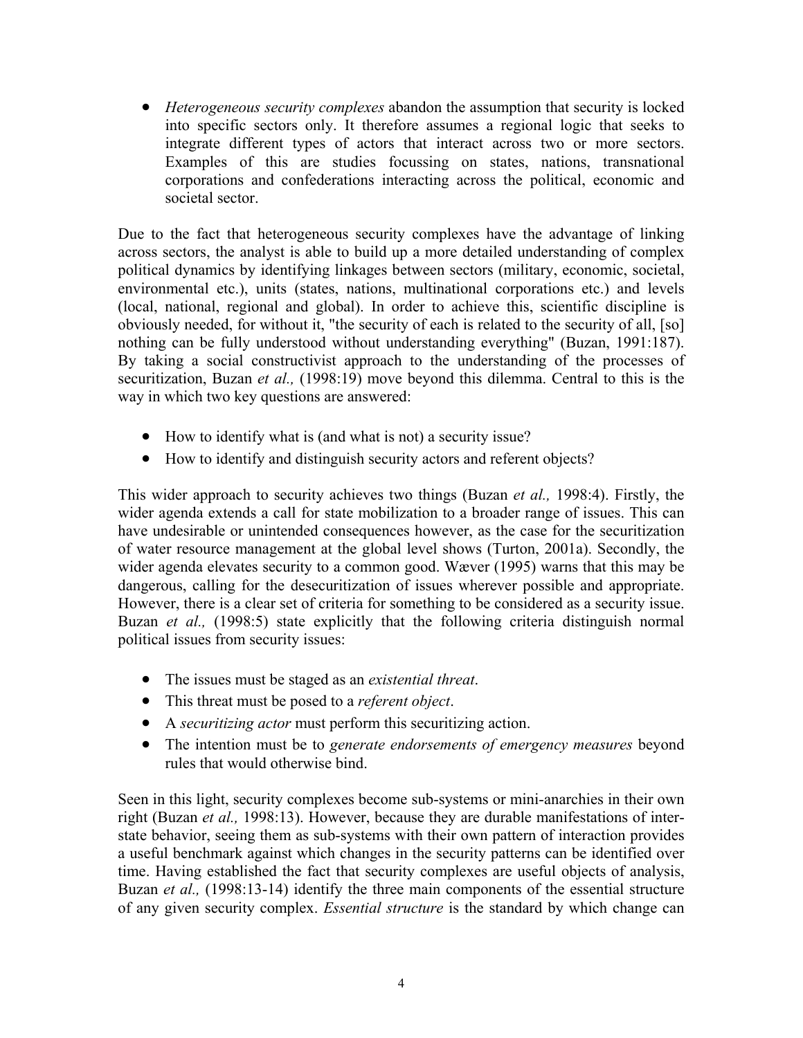- *Heterogeneous security complexes* abandon the assumption that security is locked into specific sectors only. It therefore assumes a regional logic that seeks to integrate different types of actors that interact across two or more sectors. Examples of this are studies focussing on states, nations, transnational corporations and confederations interacting across the political, economic and societal sector.

Due to the fact that heterogeneous security complexes have the advantage of linking across sectors, the analyst is able to build up a more detailed understanding of complex political dynamics by identifying linkages between sectors (military, economic, societal, environmental etc.), units (states, nations, multinational corporations etc.) and levels (local, national, regional and global). In order to achieve this, scientific discipline is obviously needed, for without it, "the security of each is related to the security of all, [so] nothing can be fully understood without understanding everything" (Buzan, 1991:187). By taking a social constructivist approach to the understanding of the processes of securitization, Buzan *et al.,* (1998:19) move beyond this dilemma. Central to this is the way in which two key questions are answered:

- How to identify what is (and what is not) a security issue?
- How to identify and distinguish security actors and referent objects?

This wider approach to security achieves two things (Buzan *et al.,* 1998:4). Firstly, the wider agenda extends a call for state mobilization to a broader range of issues. This can have undesirable or unintended consequences however, as the case for the securitization of water resource management at the global level shows (Turton, 2001a). Secondly, the wider agenda elevates security to a common good. Wæver (1995) warns that this may be dangerous, calling for the desecuritization of issues wherever possible and appropriate. However, there is a clear set of criteria for something to be considered as a security issue. Buzan *et al.,* (1998:5) state explicitly that the following criteria distinguish normal political issues from security issues:

- The issues must be staged as an *existential threat*.
- This threat must be posed to a *referent object*.
- A *securitizing actor* must perform this securitizing action.
- The intention must be to *generate endorsements of emergency measures* beyond rules that would otherwise bind.

Seen in this light, security complexes become sub-systems or mini-anarchies in their own right (Buzan *et al.,* 1998:13). However, because they are durable manifestations of inter-state behavior, seeing them as sub-systems with their own pattern of interaction provides a useful benchmark against which changes in the security patterns can be identified over time. Having established the fact that security complexes are useful objects of analysis, Buzan *et al.,* (1998:13-14) identify the three main components of the essential structure of any given security complex. *Essential structure* is the standard by which change can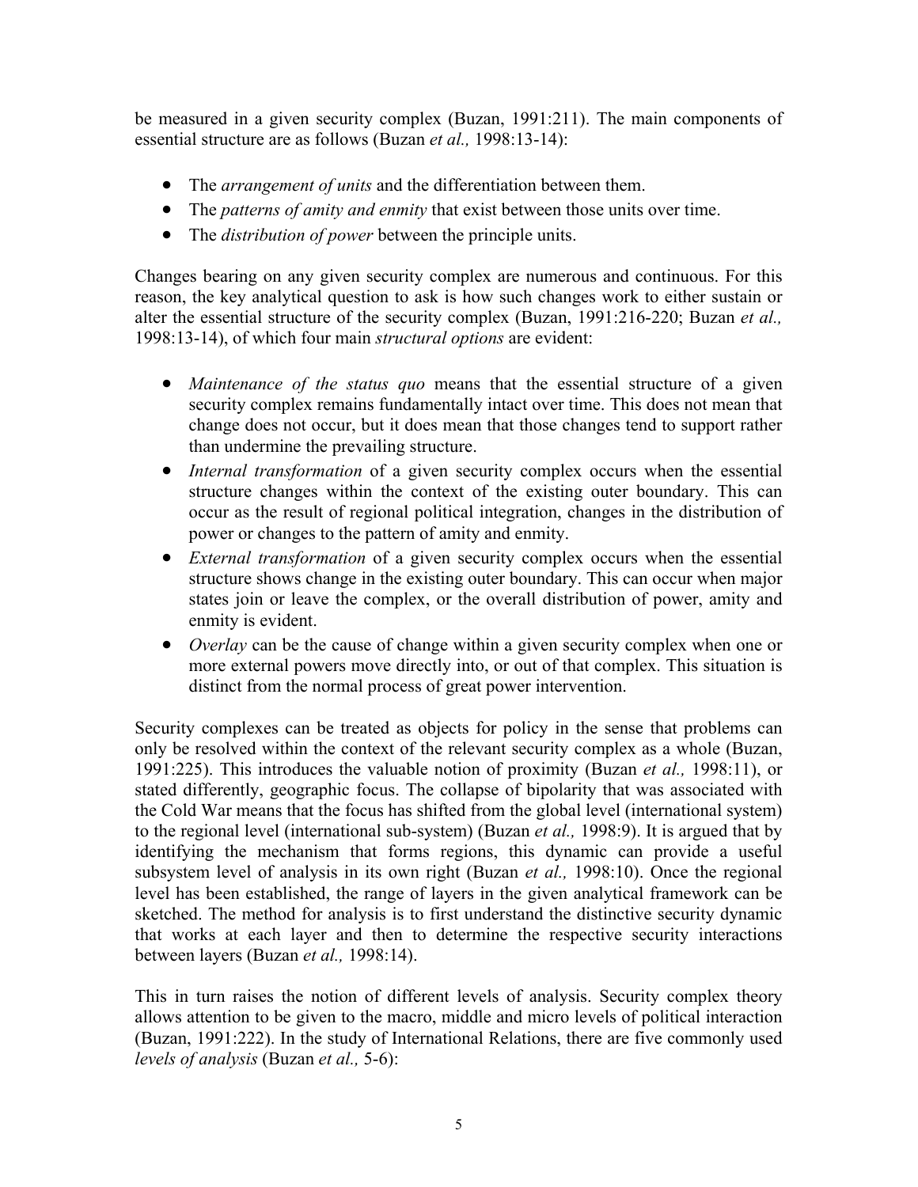be measured in a given security complex (Buzan, 1991:211). The main components of essential structure are as follows (Buzan *et al.,* 1998:13-14):

- The *arrangement of units* and the differentiation between them.
- The *patterns of amity and enmity* that exist between those units over time.
- The *distribution of power* between the principle units.

Changes bearing on any given security complex are numerous and continuous. For this reason, the key analytical question to ask is how such changes work to either sustain or alter the essential structure of the security complex (Buzan, 1991:216-220; Buzan *et al.,* 1998:13-14), of which four main *structural options* are evident:

- *Maintenance of the status quo* means that the essential structure of a given security complex remains fundamentally intact over time. This does not mean that change does not occur, but it does mean that those changes tend to support rather than undermine the prevailing structure.
- *Internal transformation* of a given security complex occurs when the essential structure changes within the context of the existing outer boundary. This can occur as the result of regional political integration, changes in the distribution of power or changes to the pattern of amity and enmity.
- *External transformation* of a given security complex occurs when the essential structure shows change in the existing outer boundary. This can occur when major states join or leave the complex, or the overall distribution of power, amity and enmity is evident.
- *Overlay* can be the cause of change within a given security complex when one or more external powers move directly into, or out of that complex. This situation is distinct from the normal process of great power intervention.

Security complexes can be treated as objects for policy in the sense that problems can only be resolved within the context of the relevant security complex as a whole (Buzan, 1991:225). This introduces the valuable notion of proximity (Buzan *et al.,* 1998:11), or stated differently, geographic focus. The collapse of bipolarity that was associated with the Cold War means that the focus has shifted from the global level (international system) to the regional level (international sub-system) (Buzan *et al.,* 1998:9). It is argued that by identifying the mechanism that forms regions, this dynamic can provide a useful subsystem level of analysis in its own right (Buzan *et al.,* 1998:10). Once the regional level has been established, the range of layers in the given analytical framework can be sketched. The method for analysis is to first understand the distinctive security dynamic that works at each layer and then to determine the respective security interactions between layers (Buzan *et al.,* 1998:14).

This in turn raises the notion of different levels of analysis. Security complex theory allows attention to be given to the macro, middle and micro levels of political interaction (Buzan, 1991:222). In the study of International Relations, there are five commonly used *levels of analysis* (Buzan *et al.,* 5-6):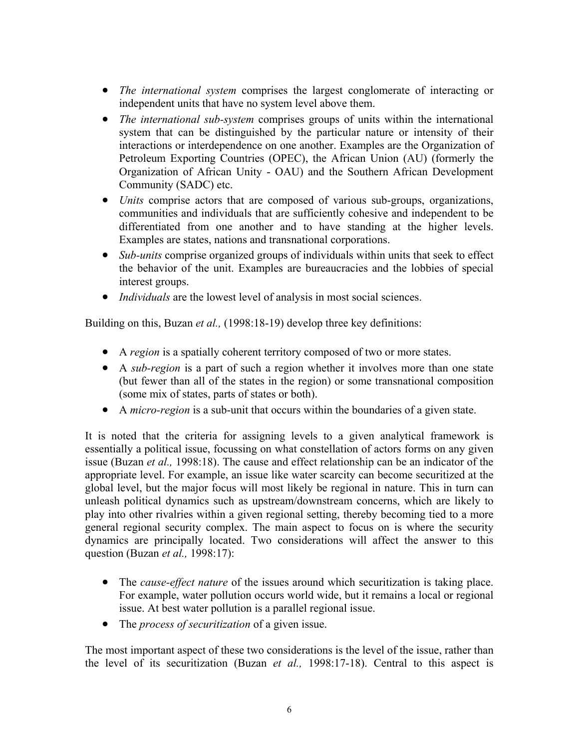- *The international system* comprises the largest conglomerate of interacting or independent units that have no system level above them.
- *The international sub-system* comprises groups of units within the international system that can be distinguished by the particular nature or intensity of their interactions or interdependence on one another. Examples are the Organization of Petroleum Exporting Countries (OPEC), the African Union (AU) (formerly the Organization of African Unity - OAU) and the Southern African Development Community (SADC) etc.
- *Units* comprise actors that are composed of various sub-groups, organizations, communities and individuals that are sufficiently cohesive and independent to be differentiated from one another and to have standing at the higher levels. Examples are states, nations and transnational corporations.
- *Sub-units* comprise organized groups of individuals within units that seek to effect the behavior of the unit. Examples are bureaucracies and the lobbies of special interest groups.
- *Individuals* are the lowest level of analysis in most social sciences.

Building on this, Buzan *et al.,* (1998:18-19) develop three key definitions:

- A *region* is a spatially coherent territory composed of two or more states.
- A *sub-region* is a part of such a region whether it involves more than one state (but fewer than all of the states in the region) or some transnational composition (some mix of states, parts of states or both).
- A *micro-region* is a sub-unit that occurs within the boundaries of a given state.

It is noted that the criteria for assigning levels to a given analytical framework is essentially a political issue, focussing on what constellation of actors forms on any given issue (Buzan *et al.,* 1998:18). The cause and effect relationship can be an indicator of the appropriate level. For example, an issue like water scarcity can become securitized at the global level, but the major focus will most likely be regional in nature. This in turn can unleash political dynamics such as upstream/downstream concerns, which are likely to play into other rivalries within a given regional setting, thereby becoming tied to a more general regional security complex. The main aspect to focus on is where the security dynamics are principally located. Two considerations will affect the answer to this question (Buzan *et al.,* 1998:17):

- The *cause-effect nature* of the issues around which securitization is taking place. For example, water pollution occurs world wide, but it remains a local or regional issue. At best water pollution is a parallel regional issue.
- The *process of securitization* of a given issue.

The most important aspect of these two considerations is the level of the issue, rather than the level of its securitization (Buzan *et al.,* 1998:17-18). Central to this aspect is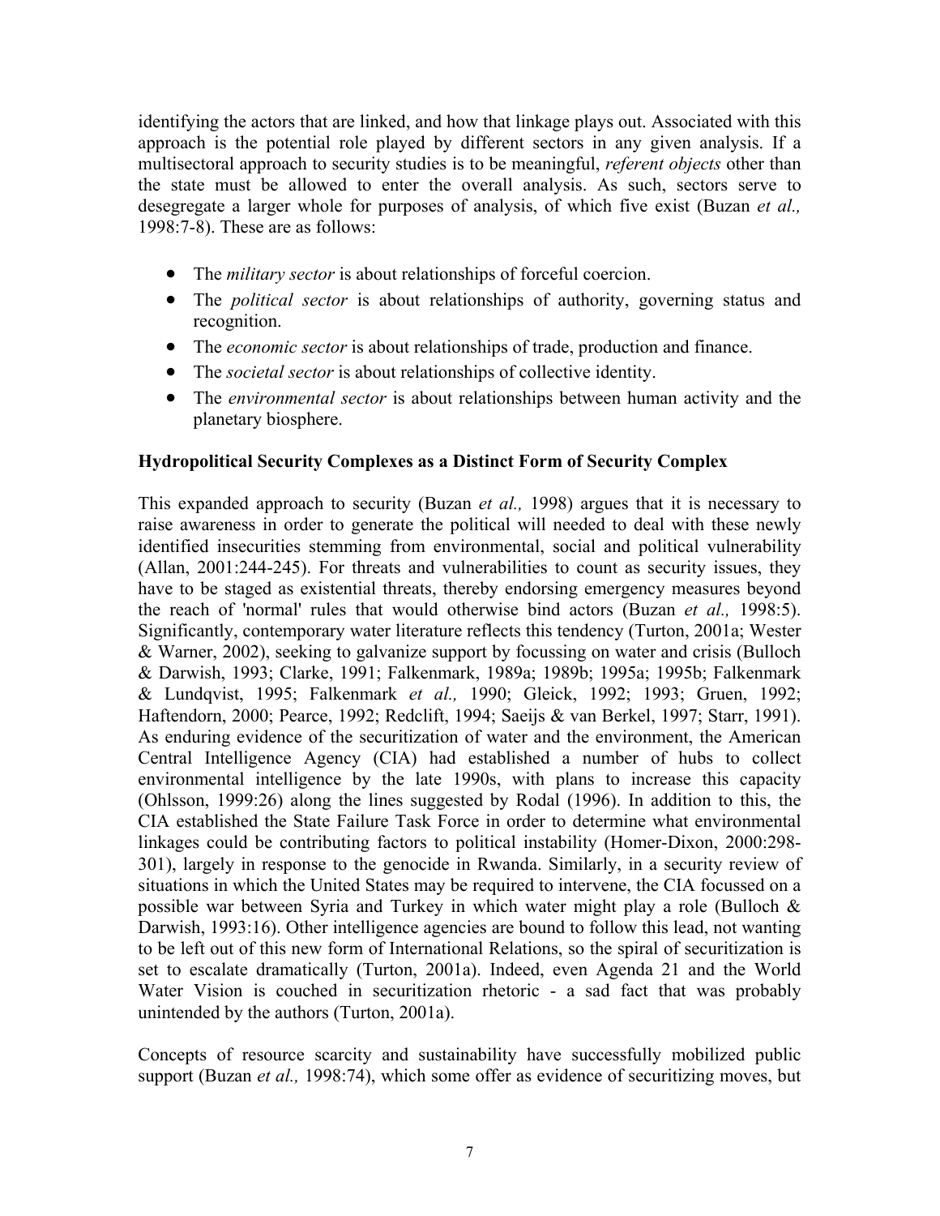identifying the actors that are linked, and how that linkage plays out. Associated with this approach is the potential role played by different sectors in any given analysis. If a multisectoral approach to security studies is to be meaningful, *referent objects* other than the state must be allowed to enter the overall analysis. As such, sectors serve to desegregate a larger whole for purposes of analysis, of which five exist (Buzan *et al.,* 1998:7-8). These are as follows:

- The *military sector* is about relationships of forceful coercion.
- The *political sector* is about relationships of authority, governing status and recognition.
- The *economic sector* is about relationships of trade, production and finance.
- The *societal sector* is about relationships of collective identity.
- The *environmental sector* is about relationships between human activity and the planetary biosphere.

**Hydropolitical Security Complexes as a Distinct Form of Security Complex**

This expanded approach to security (Buzan *et al.,* 1998) argues that it is necessary to raise awareness in order to generate the political will needed to deal with these newly identified insecurities stemming from environmental, social and political vulnerability (Allan, 2001:244-245). For threats and vulnerabilities to count as security issues, they have to be staged as existential threats, thereby endorsing emergency measures beyond the reach of 'normal' rules that would otherwise bind actors (Buzan *et al.,* 1998:5). Significantly, contemporary water literature reflects this tendency (Turton, 2001a; Wester & Warner, 2002), seeking to galvanize support by focussing on water and crisis (Bulloch & Darwish, 1993; Clarke, 1991; Falkenmark, 1989a; 1989b; 1995a; 1995b; Falkenmark & Lundqvist, 1995; Falkenmark *et al.,* 1990; Gleick, 1992; 1993; Gruen, 1992; Haftendorn, 2000; Pearce, 1992; Redclift, 1994; Saeijs & van Berkel, 1997; Starr, 1991). As enduring evidence of the securitization of water and the environment, the American Central Intelligence Agency (CIA) had established a number of hubs to collect environmental intelligence by the late 1990s, with plans to increase this capacity (Ohlsson, 1999:26) along the lines suggested by Rodal (1996). In addition to this, the CIA established the State Failure Task Force in order to determine what environmental linkages could be contributing factors to political instability (Homer-Dixon, 2000:298-301), largely in response to the genocide in Rwanda. Similarly, in a security review of situations in which the United States may be required to intervene, the CIA focussed on a possible war between Syria and Turkey in which water might play a role (Bulloch & Darwish, 1993:16). Other intelligence agencies are bound to follow this lead, not wanting to be left out of this new form of International Relations, so the spiral of securitization is set to escalate dramatically (Turton, 2001a). Indeed, even Agenda 21 and the World Water Vision is couched in securitization rhetoric - a sad fact that was probably unintended by the authors (Turton, 2001a).

Concepts of resource scarcity and sustainability have successfully mobilized public support (Buzan *et al.,* 1998:74), which some offer as evidence of securitizing moves, but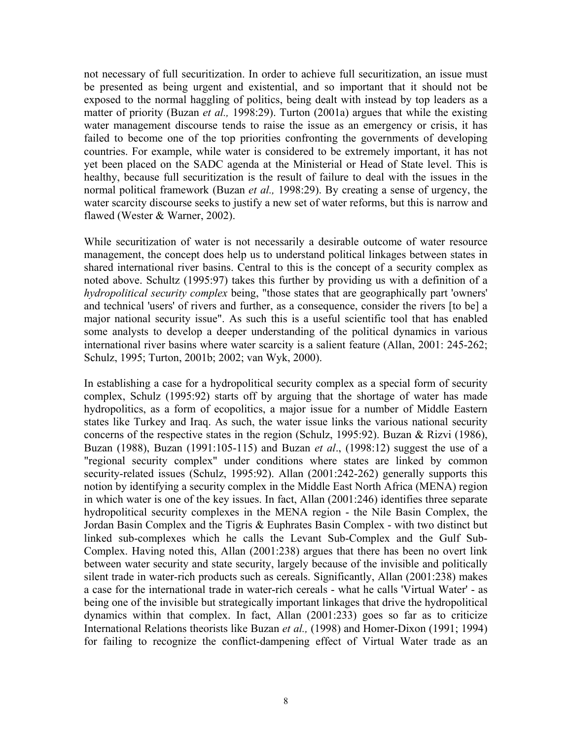not necessary of full securitization. In order to achieve full securitization, an issue must be presented as being urgent and existential, and so important that it should not be exposed to the normal haggling of politics, being dealt with instead by top leaders as a matter of priority (Buzan *et al.,* 1998:29). Turton (2001a) argues that while the existing water management discourse tends to raise the issue as an emergency or crisis, it has failed to become one of the top priorities confronting the governments of developing countries. For example, while water is considered to be extremely important, it has not yet been placed on the SADC agenda at the Ministerial or Head of State level. This is healthy, because full securitization is the result of failure to deal with the issues in the normal political framework (Buzan *et al.,* 1998:29). By creating a sense of urgency, the water scarcity discourse seeks to justify a new set of water reforms, but this is narrow and flawed (Wester & Warner, 2002).

While securitization of water is not necessarily a desirable outcome of water resource management, the concept does help us to understand political linkages between states in shared international river basins. Central to this is the concept of a security complex as noted above. Schultz (1995:97) takes this further by providing us with a definition of a *hydropolitical security complex* being, "those states that are geographically part 'owners' and technical 'users' of rivers and further, as a consequence, consider the rivers [to be] a major national security issue". As such this is a useful scientific tool that has enabled some analysts to develop a deeper understanding of the political dynamics in various international river basins where water scarcity is a salient feature (Allan, 2001: 245-262; Schulz, 1995; Turton, 2001b; 2002; van Wyk, 2000).

In establishing a case for a hydropolitical security complex as a special form of security complex, Schulz (1995:92) starts off by arguing that the shortage of water has made hydropolitics, as a form of ecopolitics, a major issue for a number of Middle Eastern states like Turkey and Iraq. As such, the water issue links the various national security concerns of the respective states in the region (Schulz, 1995:92). Buzan & Rizvi (1986), Buzan (1988), Buzan (1991:105-115) and Buzan *et al*., (1998:12) suggest the use of a "regional security complex" under conditions where states are linked by common security-related issues (Schulz, 1995:92). Allan (2001:242-262) generally supports this notion by identifying a security complex in the Middle East North Africa (MENA) region in which water is one of the key issues. In fact, Allan (2001:246) identifies three separate hydropolitical security complexes in the MENA region - the Nile Basin Complex, the Jordan Basin Complex and the Tigris & Euphrates Basin Complex - with two distinct but linked sub-complexes which he calls the Levant Sub-Complex and the Gulf Sub-Complex. Having noted this, Allan (2001:238) argues that there has been no overt link between water security and state security, largely because of the invisible and politically silent trade in water-rich products such as cereals. Significantly, Allan (2001:238) makes a case for the international trade in water-rich cereals - what he calls 'Virtual Water' - as being one of the invisible but strategically important linkages that drive the hydropolitical dynamics within that complex. In fact, Allan (2001:233) goes so far as to criticize International Relations theorists like Buzan *et al.,* (1998) and Homer-Dixon (1991; 1994) for failing to recognize the conflict-dampening effect of Virtual Water trade as an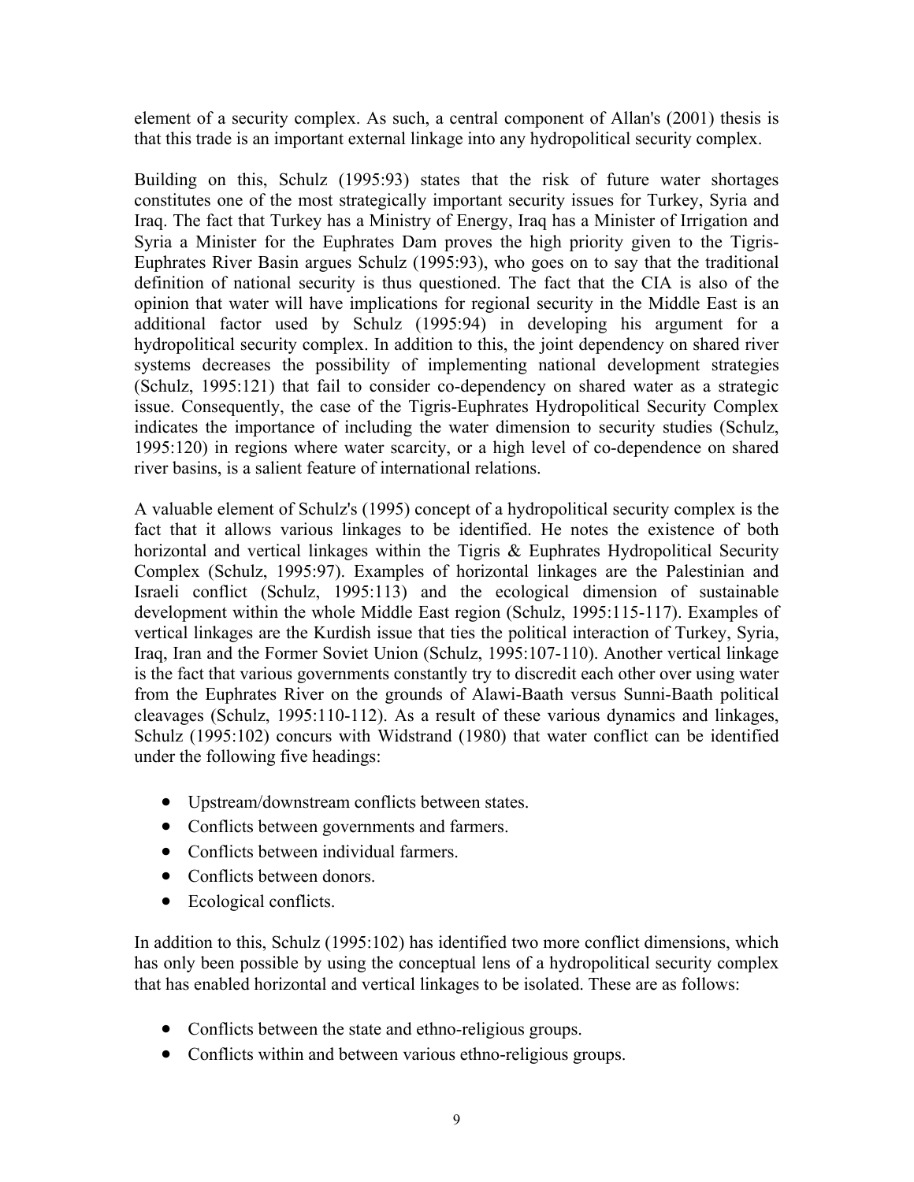element of a security complex. As such, a central component of Allan's (2001) thesis is that this trade is an important external linkage into any hydropolitical security complex.

Building on this, Schulz (1995:93) states that the risk of future water shortages constitutes one of the most strategically important security issues for Turkey, Syria and Iraq. The fact that Turkey has a Ministry of Energy, Iraq has a Minister of Irrigation and Syria a Minister for the Euphrates Dam proves the high priority given to the Tigris-Euphrates River Basin argues Schulz (1995:93), who goes on to say that the traditional definition of national security is thus questioned. The fact that the CIA is also of the opinion that water will have implications for regional security in the Middle East is an additional factor used by Schulz (1995:94) in developing his argument for a hydropolitical security complex. In addition to this, the joint dependency on shared river systems decreases the possibility of implementing national development strategies (Schulz, 1995:121) that fail to consider co-dependency on shared water as a strategic issue. Consequently, the case of the Tigris-Euphrates Hydropolitical Security Complex indicates the importance of including the water dimension to security studies (Schulz, 1995:120) in regions where water scarcity, or a high level of co-dependence on shared river basins, is a salient feature of international relations.

A valuable element of Schulz's (1995) concept of a hydropolitical security complex is the fact that it allows various linkages to be identified. He notes the existence of both horizontal and vertical linkages within the Tigris & Euphrates Hydropolitical Security Complex (Schulz, 1995:97). Examples of horizontal linkages are the Palestinian and Israeli conflict (Schulz, 1995:113) and the ecological dimension of sustainable development within the whole Middle East region (Schulz, 1995:115-117). Examples of vertical linkages are the Kurdish issue that ties the political interaction of Turkey, Syria, Iraq, Iran and the Former Soviet Union (Schulz, 1995:107-110). Another vertical linkage is the fact that various governments constantly try to discredit each other over using water from the Euphrates River on the grounds of Alawi-Baath versus Sunni-Baath political cleavages (Schulz, 1995:110-112). As a result of these various dynamics and linkages, Schulz (1995:102) concurs with Widstrand (1980) that water conflict can be identified under the following five headings:

- Upstream/downstream conflicts between states.
- Conflicts between governments and farmers.
- Conflicts between individual farmers.
- Conflicts between donors.
- Ecological conflicts.

In addition to this, Schulz (1995:102) has identified two more conflict dimensions, which has only been possible by using the conceptual lens of a hydropolitical security complex that has enabled horizontal and vertical linkages to be isolated. These are as follows:

- Conflicts between the state and ethno-religious groups.
- Conflicts within and between various ethno-religious groups.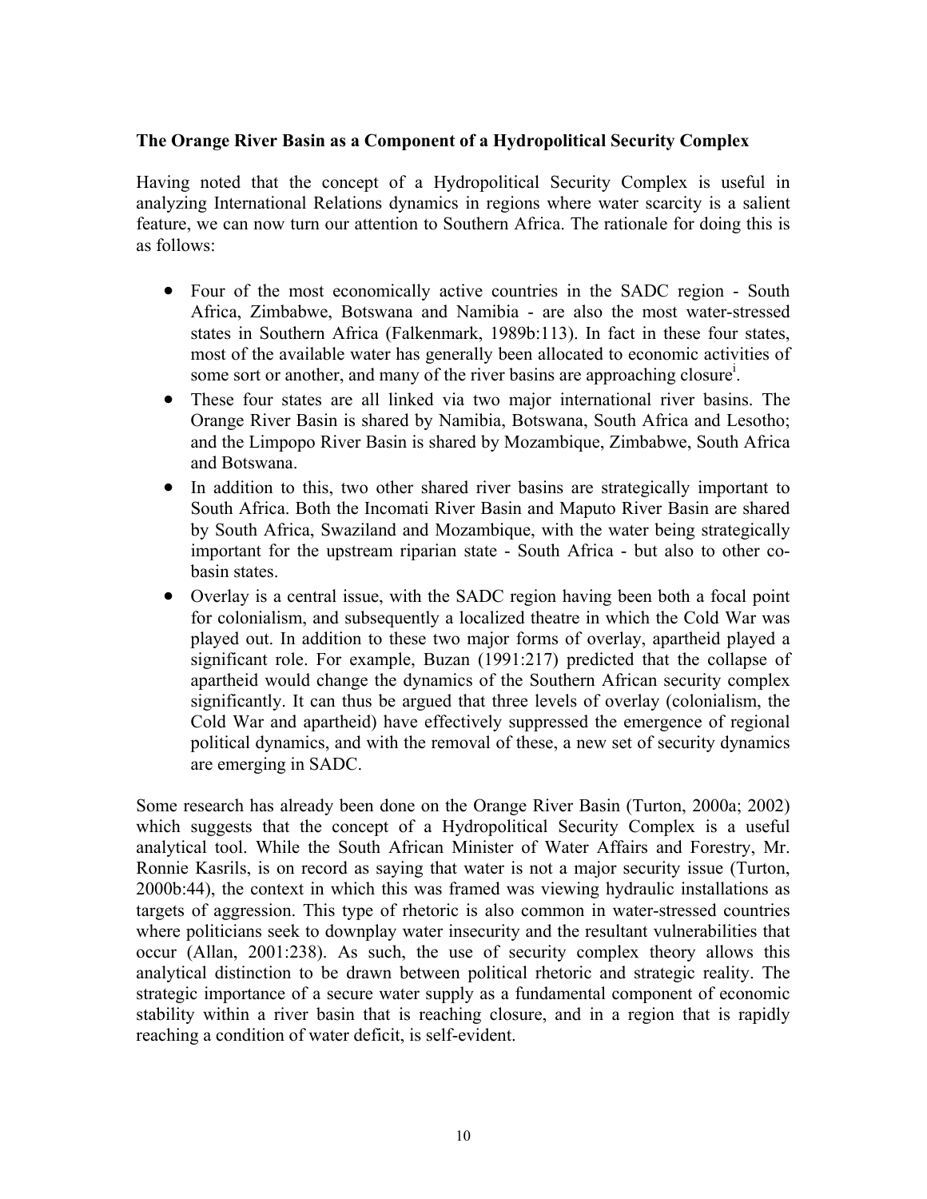**The Orange River Basin as a Component of a Hydropolitical Security Complex**

Having noted that the concept of a Hydropolitical Security Complex is useful in analyzing International Relations dynamics in regions where water scarcity is a salient feature, we can now turn our attention to Southern Africa. The rationale for doing this is as follows:

- Four of the most economically active countries in the SADC region - South Africa, Zimbabwe, Botswana and Namibia - are also the most water-stressed states in Southern Africa (Falkenmark, 1989b:113). In fact in these four states, most of the available water has generally been allocated to economic activities of some sort or another, and many of the river basins are approaching closure[i].
- These four states are all linked via two major international river basins. The Orange River Basin is shared by Namibia, Botswana, South Africa and Lesotho; and the Limpopo River Basin is shared by Mozambique, Zimbabwe, South Africa and Botswana.
- In addition to this, two other shared river basins are strategically important to South Africa. Both the Incomati River Basin and Maputo River Basin are shared by South Africa, Swaziland and Mozambique, with the water being strategically important for the upstream riparian state - South Africa - but also to other co-basin states.
- Overlay is a central issue, with the SADC region having been both a focal point for colonialism, and subsequently a localized theatre in which the Cold War was played out. In addition to these two major forms of overlay, apartheid played a significant role. For example, Buzan (1991:217) predicted that the collapse of apartheid would change the dynamics of the Southern African security complex significantly. It can thus be argued that three levels of overlay (colonialism, the Cold War and apartheid) have effectively suppressed the emergence of regional political dynamics, and with the removal of these, a new set of security dynamics are emerging in SADC.

Some research has already been done on the Orange River Basin (Turton, 2000a; 2002) which suggests that the concept of a Hydropolitical Security Complex is a useful analytical tool. While the South African Minister of Water Affairs and Forestry, Mr. Ronnie Kasrils, is on record as saying that water is not a major security issue (Turton, 2000b:44), the context in which this was framed was viewing hydraulic installations as targets of aggression. This type of rhetoric is also common in water-stressed countries where politicians seek to downplay water insecurity and the resultant vulnerabilities that occur (Allan, 2001:238). As such, the use of security complex theory allows this analytical distinction to be drawn between political rhetoric and strategic reality. The strategic importance of a secure water supply as a fundamental component of economic stability within a river basin that is reaching closure, and in a region that is rapidly reaching a condition of water deficit, is self-evident.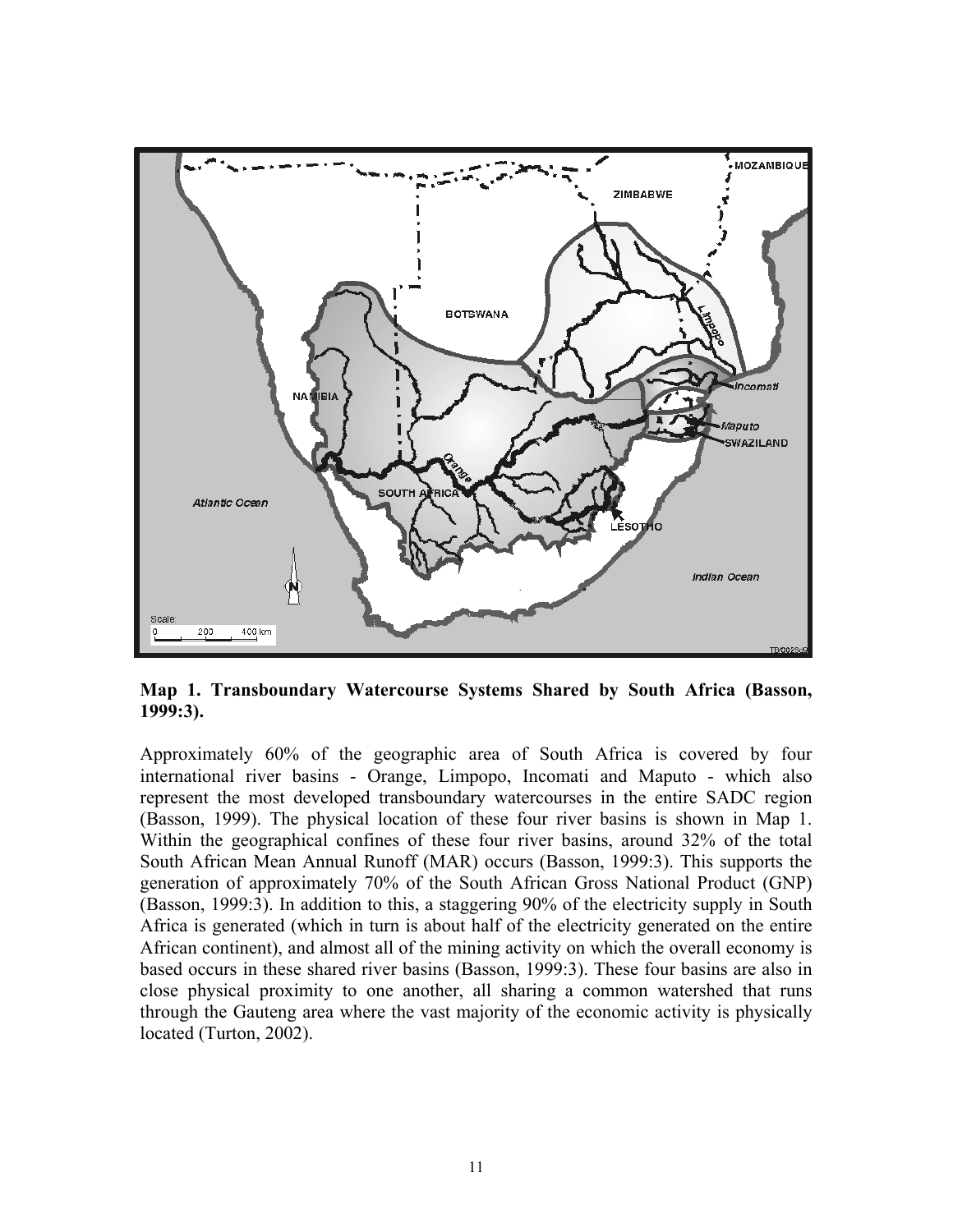**Map 1. Transboundary Watercourse Systems Shared by South Africa (Basson, 1999:3).**

Approximately 60% of the geographic area of South Africa is covered by four international river basins - Orange, Limpopo, Incomati and Maputo - which also represent the most developed transboundary watercourses in the entire SADC region (Basson, 1999). The physical location of these four river basins is shown in Map 1. Within the geographical confines of these four river basins, around 32% of the total South African Mean Annual Runoff (MAR) occurs (Basson, 1999:3). This supports the generation of approximately 70% of the South African Gross National Product (GNP) (Basson, 1999:3). In addition to this, a staggering 90% of the electricity supply in South Africa is generated (which in turn is about half of the electricity generated on the entire African continent), and almost all of the mining activity on which the overall economy is based occurs in these shared river basins (Basson, 1999:3). These four basins are also in close physical proximity to one another, all sharing a common watershed that runs through the Gauteng area where the vast majority of the economic activity is physically located (Turton, 2002).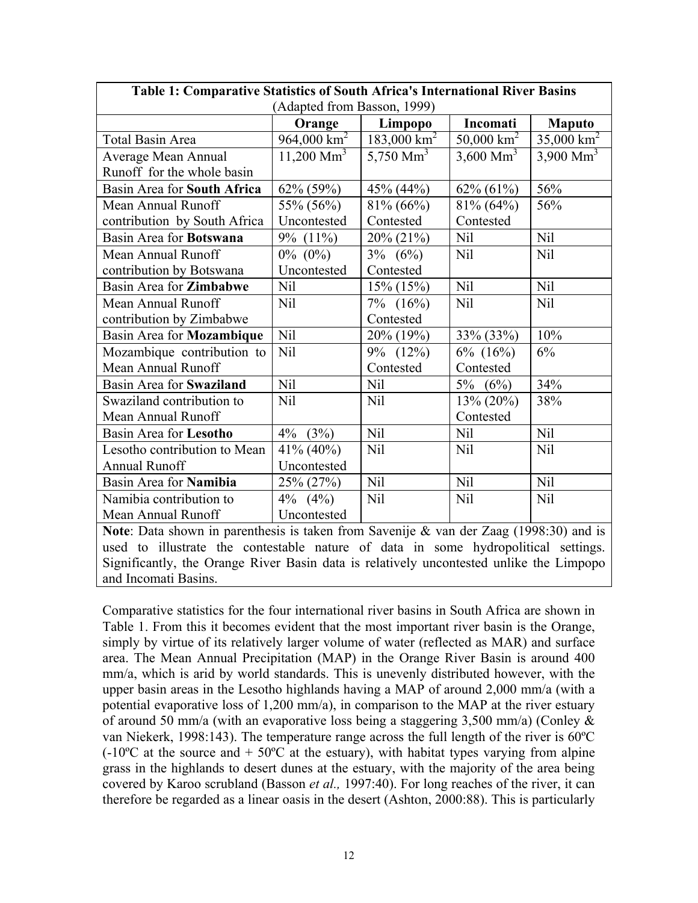| Table 1: Comparative Statistics of South Africa's International River Basins (Adapted from Basson, 1999) | | | | |
|---|---|---|---|---|
| | **Orange** | **Limpopo** | **Incomati** | **Maputo** |
| Total Basin Area | 964,000 $km^2$ | 183,000 $km^2$ | 50,000 $km^2$ | 35,000 $km^2$ |
| Average Mean Annual Runoff for the whole basin | 11,200 $Mm^3$ | 5,750 $Mm^3$ | 3,600 $Mm^3$ | 3,900 $Mm^3$ |
| Basin Area for **South Africa** | 62% (59%) | 45% (44%) | 62% (61%) | 56% |
| Mean Annual Runoff contribution by South Africa | 55% (56%) Uncontested | 81% (66%) Contested | 81% (64%) Contested | 56% |
| Basin Area for **Botswana** | 9% (11%) | 20% (21%) | Nil | Nil |
| Mean Annual Runoff contribution by Botswana | 0% (0%) Uncontested | 3% (6%) Contested | Nil | Nil |
| Basin Area for **Zimbabwe** | Nil | 15% (15%) | Nil | Nil |
| Mean Annual Runoff contribution by Zimbabwe | Nil | 7% (16%) Contested | Nil | Nil |
| Basin Area for **Mozambique** | Nil | 20% (19%) | 33% (33%) | 10% |
| Mozambique contribution to Mean Annual Runoff | Nil | 9% (12%) Contested | 6% (16%) Contested | 6% |
| Basin Area for **Swaziland** | Nil | Nil | 5% (6%) | 34% |
| Swaziland contribution to Mean Annual Runoff | Nil | Nil | 13% (20%) Contested | 38% |
| Basin Area for **Lesotho** | 4% (3%) | Nil | Nil | Nil |
| Lesotho contribution to Mean Annual Runoff | 41% (40%) Uncontested | Nil | Nil | Nil |
| Basin Area for **Namibia** | 25% (27%) | Nil | Nil | Nil |
| Namibia contribution to Mean Annual Runoff | 4% (4%) Uncontested | Nil | Nil | Nil |

**Note**: Data shown in parenthesis is taken from Savenije & van der Zaag (1998:30) and is used to illustrate the contestable nature of data in some hydropolitical settings. Significantly, the Orange River Basin data is relatively uncontested unlike the Limpopo and Incomati Basins.

Comparative statistics for the four international river basins in South Africa are shown in Table 1. From this it becomes evident that the most important river basin is the Orange, simply by virtue of its relatively larger volume of water (reflected as MAR) and surface area. The Mean Annual Precipitation (MAP) in the Orange River Basin is around 400 mm/a, which is arid by world standards. This is unevenly distributed however, with the upper basin areas in the Lesotho highlands having a MAP of around 2,000 mm/a (with a potential evaporative loss of 1,200 mm/a), in comparison to the MAP at the river estuary of around 50 mm/a (with an evaporative loss being a staggering 3,500 mm/a) (Conley & van Niekerk, 1998:143). The temperature range across the full length of the river is 60ºC (-10ºC at the source and + 50ºC at the estuary), with habitat types varying from alpine grass in the highlands to desert dunes at the estuary, with the majority of the area being covered by Karoo scrubland (Basson *et al.,* 1997:40). For long reaches of the river, it can therefore be regarded as a linear oasis in the desert (Ashton, 2000:88). This is particularly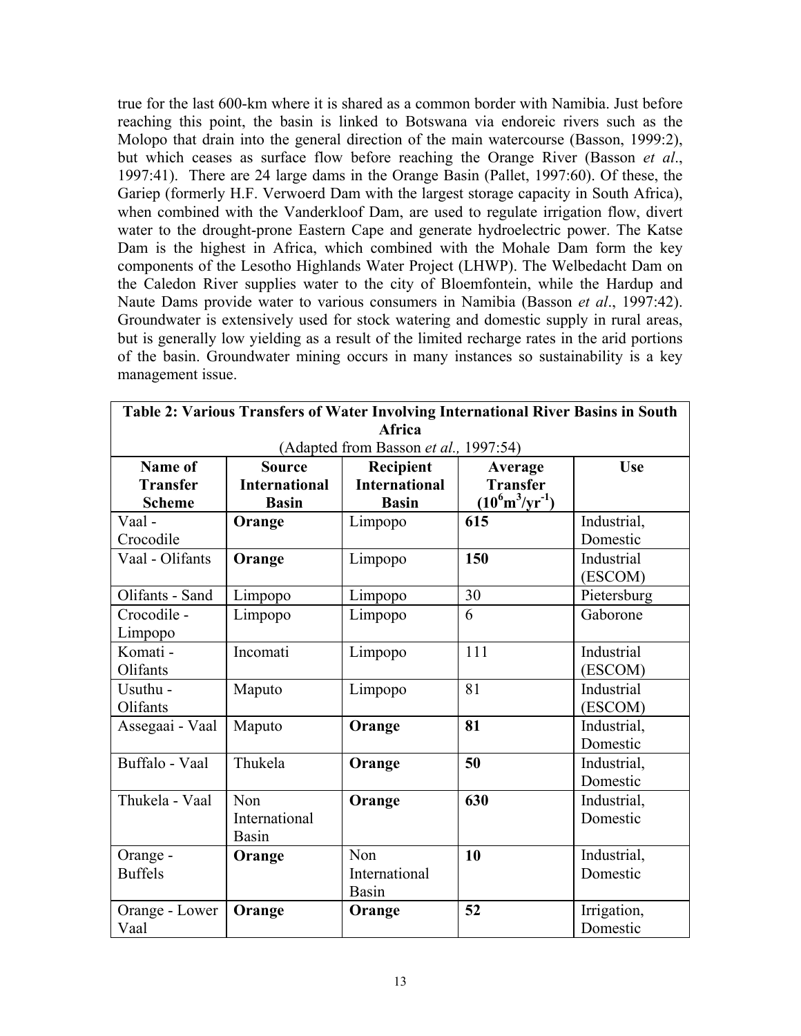true for the last 600-km where it is shared as a common border with Namibia. Just before reaching this point, the basin is linked to Botswana via endoreic rivers such as the Molopo that drain into the general direction of the main watercourse (Basson, 1999:2), but which ceases as surface flow before reaching the Orange River (Basson *et al*., 1997:41). There are 24 large dams in the Orange Basin (Pallet, 1997:60). Of these, the Gariep (formerly H.F. Verwoerd Dam with the largest storage capacity in South Africa), when combined with the Vanderkloof Dam, are used to regulate irrigation flow, divert water to the drought-prone Eastern Cape and generate hydroelectric power. The Katse Dam is the highest in Africa, which combined with the Mohale Dam form the key components of the Lesotho Highlands Water Project (LHWP). The Welbedacht Dam on the Caledon River supplies water to the city of Bloemfontein, while the Hardup and Naute Dams provide water to various consumers in Namibia (Basson *et al*., 1997:42). Groundwater is extensively used for stock watering and domestic supply in rural areas, but is generally low yielding as a result of the limited recharge rates in the arid portions of the basin. Groundwater mining occurs in many instances so sustainability is a key management issue.

**Table 2: Various Transfers of Water Involving International River Basins in South Africa**
(Adapted from Basson *et al.,* 1997:54)

| Name of Transfer Scheme | Source International Basin | Recipient International Basin | Average Transfer ($10^6 m^3/yr^{-1}$) | Use |
|---|---|---|---|---|
| Vaal - Crocodile | **Orange** | Limpopo | **615** | Industrial, Domestic |
| Vaal - Olifants | **Orange** | Limpopo | **150** | Industrial (ESCOM) |
| Olifants - Sand | Limpopo | Limpopo | 30 | Pietersburg |
| Crocodile - Limpopo | Limpopo | Limpopo | 6 | Gaborone |
| Komati - Olifants | Incomati | Limpopo | 111 | Industrial (ESCOM) |
| Usuthu - Olifants | Maputo | Limpopo | 81 | Industrial (ESCOM) |
| Assegaai - Vaal | Maputo | **Orange** | **81** | Industrial, Domestic |
| Buffalo - Vaal | Thukela | **Orange** | **50** | Industrial, Domestic |
| Thukela - Vaal | Non International Basin | **Orange** | **630** | Industrial, Domestic |
| Orange - Buffels | **Orange** | Non International Basin | **10** | Industrial, Domestic |
| Orange - Lower Vaal | **Orange** | **Orange** | **52** | Irrigation, Domestic |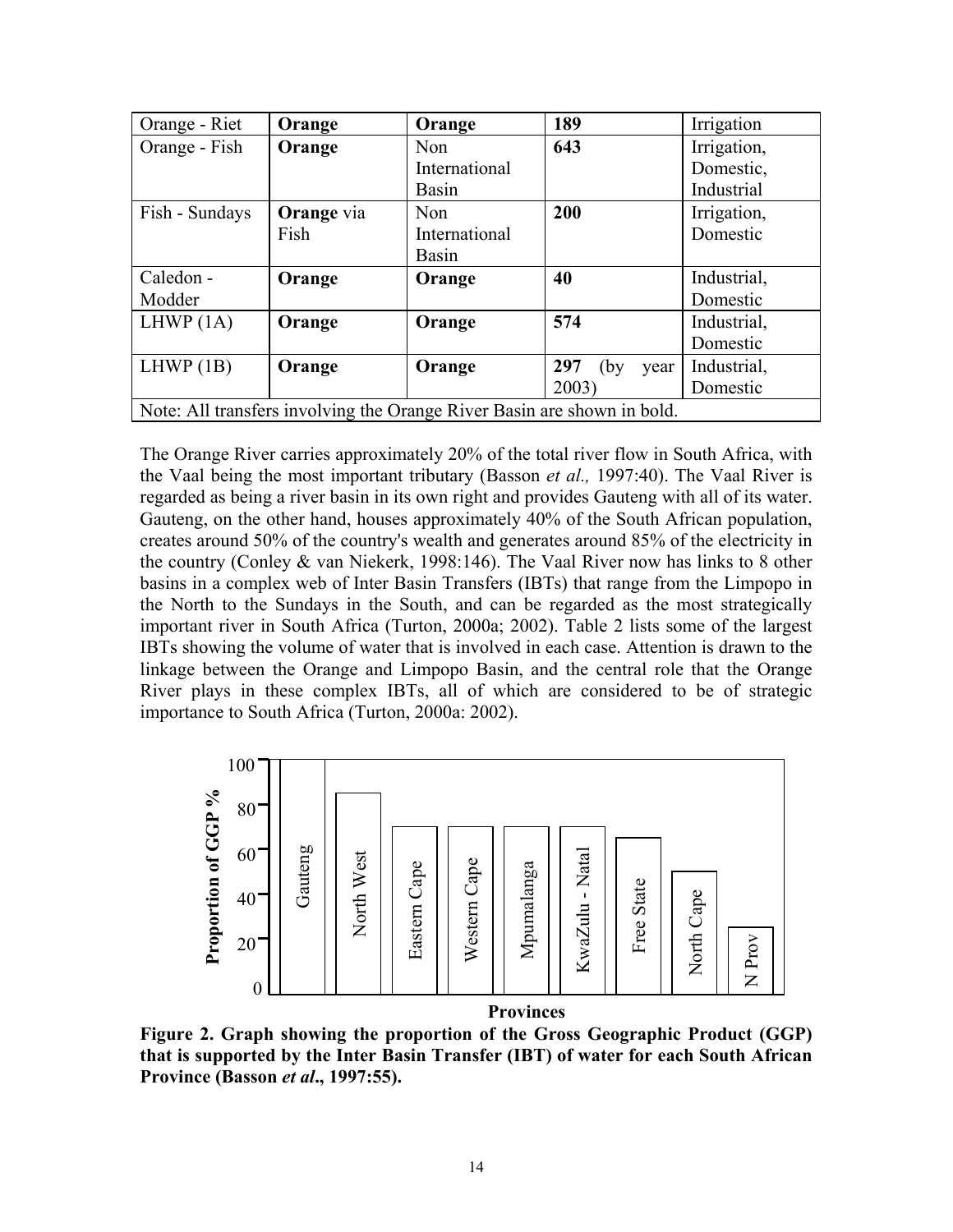| Orange - Riet | **Orange** | **Orange** | **189** | Irrigation |
|---|---|---|---|---|
| Orange - Fish | **Orange** | Non International Basin | **643** | Irrigation, Domestic, Industrial |
| Fish - Sundays | **Orange** via Fish | Non International Basin | **200** | Irrigation, Domestic |
| Caledon - Modder | **Orange** | **Orange** | **40** | Industrial, Domestic |
| LHWP (1A) | **Orange** | **Orange** | **574** | Industrial, Domestic |
| LHWP (1B) | **Orange** | **Orange** | **297** (by year 2003) | Industrial, Domestic |
| Note: All transfers involving the Orange River Basin are shown in bold. | | | | |

The Orange River carries approximately 20% of the total river flow in South Africa, with the Vaal being the most important tributary (Basson *et al.,* 1997:40). The Vaal River is regarded as being a river basin in its own right and provides Gauteng with all of its water. Gauteng, on the other hand, houses approximately 40% of the South African population, creates around 50% of the country's wealth and generates around 85% of the electricity in the country (Conley & van Niekerk, 1998:146). The Vaal River now has links to 8 other basins in a complex web of Inter Basin Transfers (IBTs) that range from the Limpopo in the North to the Sundays in the South, and can be regarded as the most strategically important river in South Africa (Turton, 2000a; 2002). Table 2 lists some of the largest IBTs showing the volume of water that is involved in each case. Attention is drawn to the linkage between the Orange and Limpopo Basin, and the central role that the Orange River plays in these complex IBTs, all of which are considered to be of strategic importance to South Africa (Turton, 2000a: 2002).

**Figure 2. Graph showing the proportion of the Gross Geographic Product (GGP) that is supported by the Inter Basin Transfer (IBT) of water for each South African Province (Basson *et al*., 1997:55).**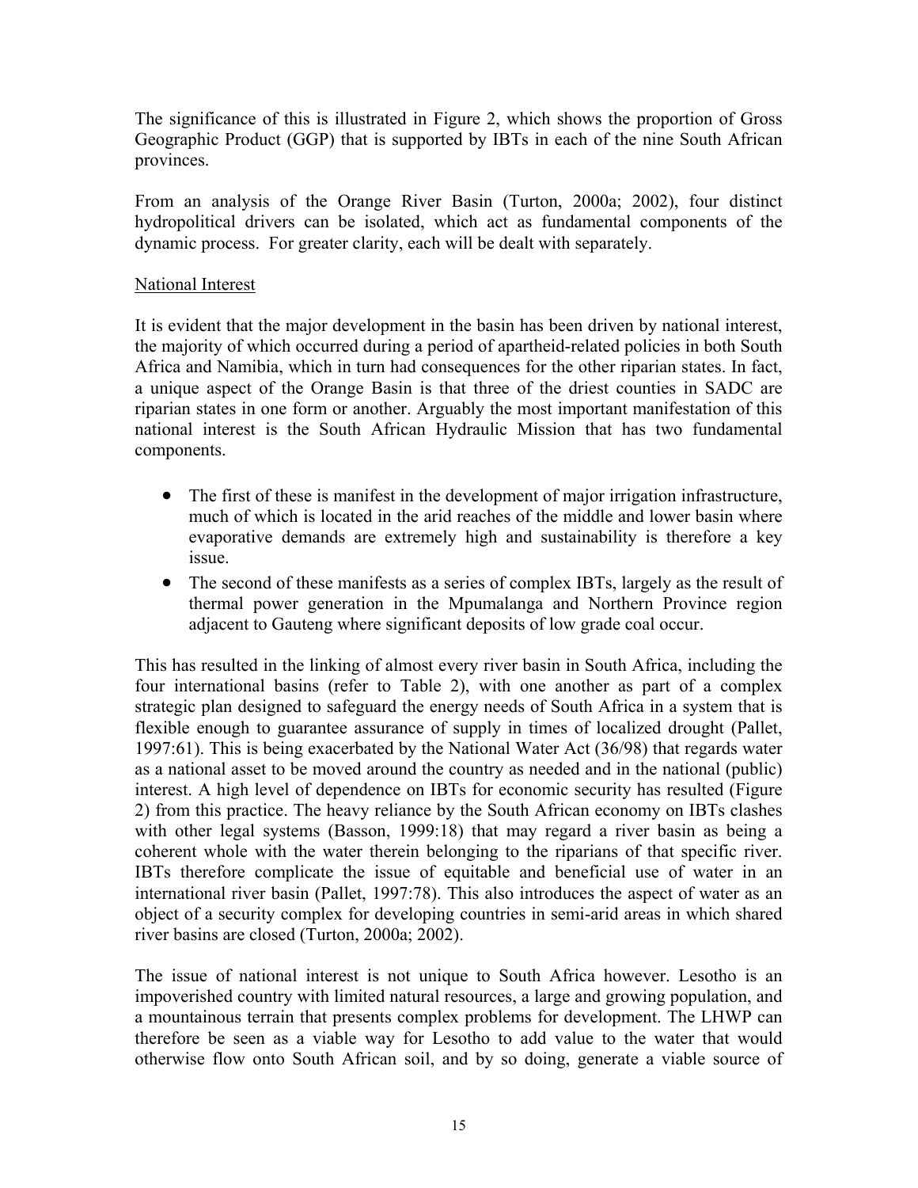The significance of this is illustrated in Figure 2, which shows the proportion of Gross Geographic Product (GGP) that is supported by IBTs in each of the nine South African provinces.

From an analysis of the Orange River Basin (Turton, 2000a; 2002), four distinct hydropolitical drivers can be isolated, which act as fundamental components of the dynamic process. For greater clarity, each will be dealt with separately.

National Interest

It is evident that the major development in the basin has been driven by national interest, the majority of which occurred during a period of apartheid-related policies in both South Africa and Namibia, which in turn had consequences for the other riparian states. In fact, a unique aspect of the Orange Basin is that three of the driest counties in SADC are riparian states in one form or another. Arguably the most important manifestation of this national interest is the South African Hydraulic Mission that has two fundamental components.

- The first of these is manifest in the development of major irrigation infrastructure, much of which is located in the arid reaches of the middle and lower basin where evaporative demands are extremely high and sustainability is therefore a key issue.
- The second of these manifests as a series of complex IBTs, largely as the result of thermal power generation in the Mpumalanga and Northern Province region adjacent to Gauteng where significant deposits of low grade coal occur.

This has resulted in the linking of almost every river basin in South Africa, including the four international basins (refer to Table 2), with one another as part of a complex strategic plan designed to safeguard the energy needs of South Africa in a system that is flexible enough to guarantee assurance of supply in times of localized drought (Pallet, 1997:61). This is being exacerbated by the National Water Act (36/98) that regards water as a national asset to be moved around the country as needed and in the national (public) interest. A high level of dependence on IBTs for economic security has resulted (Figure 2) from this practice. The heavy reliance by the South African economy on IBTs clashes with other legal systems (Basson, 1999:18) that may regard a river basin as being a coherent whole with the water therein belonging to the riparians of that specific river. IBTs therefore complicate the issue of equitable and beneficial use of water in an international river basin (Pallet, 1997:78). This also introduces the aspect of water as an object of a security complex for developing countries in semi-arid areas in which shared river basins are closed (Turton, 2000a; 2002).

The issue of national interest is not unique to South Africa however. Lesotho is an impoverished country with limited natural resources, a large and growing population, and a mountainous terrain that presents complex problems for development. The LHWP can therefore be seen as a viable way for Lesotho to add value to the water that would otherwise flow onto South African soil, and by so doing, generate a viable source of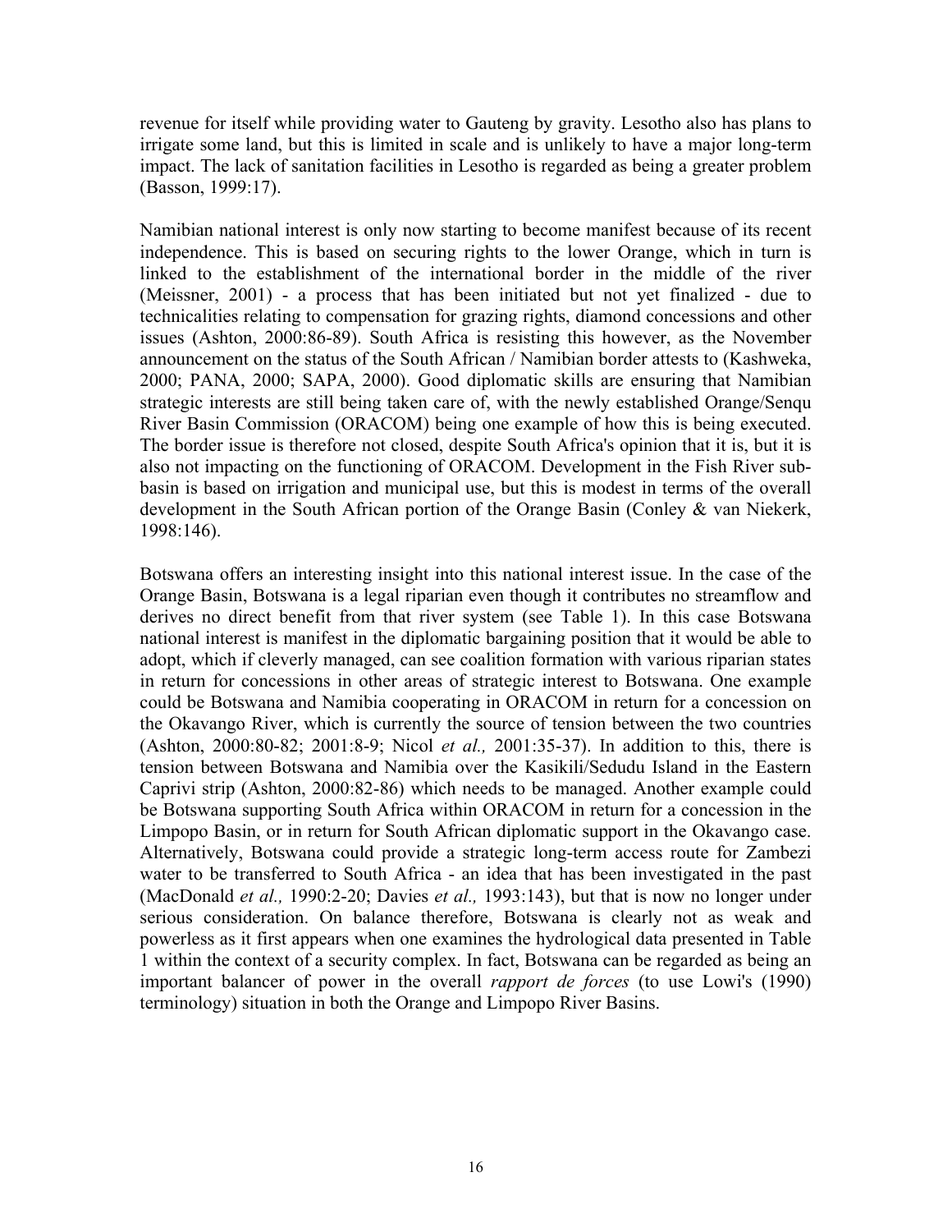revenue for itself while providing water to Gauteng by gravity. Lesotho also has plans to irrigate some land, but this is limited in scale and is unlikely to have a major long-term impact. The lack of sanitation facilities in Lesotho is regarded as being a greater problem (Basson, 1999:17).

Namibian national interest is only now starting to become manifest because of its recent independence. This is based on securing rights to the lower Orange, which in turn is linked to the establishment of the international border in the middle of the river (Meissner, 2001) - a process that has been initiated but not yet finalized - due to technicalities relating to compensation for grazing rights, diamond concessions and other issues (Ashton, 2000:86-89). South Africa is resisting this however, as the November announcement on the status of the South African / Namibian border attests to (Kashweka, 2000; PANA, 2000; SAPA, 2000). Good diplomatic skills are ensuring that Namibian strategic interests are still being taken care of, with the newly established Orange/Senqu River Basin Commission (ORACOM) being one example of how this is being executed. The border issue is therefore not closed, despite South Africa's opinion that it is, but it is also not impacting on the functioning of ORACOM. Development in the Fish River sub-basin is based on irrigation and municipal use, but this is modest in terms of the overall development in the South African portion of the Orange Basin (Conley & van Niekerk, 1998:146).

Botswana offers an interesting insight into this national interest issue. In the case of the Orange Basin, Botswana is a legal riparian even though it contributes no streamflow and derives no direct benefit from that river system (see Table 1). In this case Botswana national interest is manifest in the diplomatic bargaining position that it would be able to adopt, which if cleverly managed, can see coalition formation with various riparian states in return for concessions in other areas of strategic interest to Botswana. One example could be Botswana and Namibia cooperating in ORACOM in return for a concession on the Okavango River, which is currently the source of tension between the two countries (Ashton, 2000:80-82; 2001:8-9; Nicol *et al.,* 2001:35-37). In addition to this, there is tension between Botswana and Namibia over the Kasikili/Sedudu Island in the Eastern Caprivi strip (Ashton, 2000:82-86) which needs to be managed. Another example could be Botswana supporting South Africa within ORACOM in return for a concession in the Limpopo Basin, or in return for South African diplomatic support in the Okavango case. Alternatively, Botswana could provide a strategic long-term access route for Zambezi water to be transferred to South Africa - an idea that has been investigated in the past (MacDonald *et al.,* 1990:2-20; Davies *et al.,* 1993:143), but that is now no longer under serious consideration. On balance therefore, Botswana is clearly not as weak and powerless as it first appears when one examines the hydrological data presented in Table 1 within the context of a security complex. In fact, Botswana can be regarded as being an important balancer of power in the overall *rapport de forces* (to use Lowi's (1990) terminology) situation in both the Orange and Limpopo River Basins.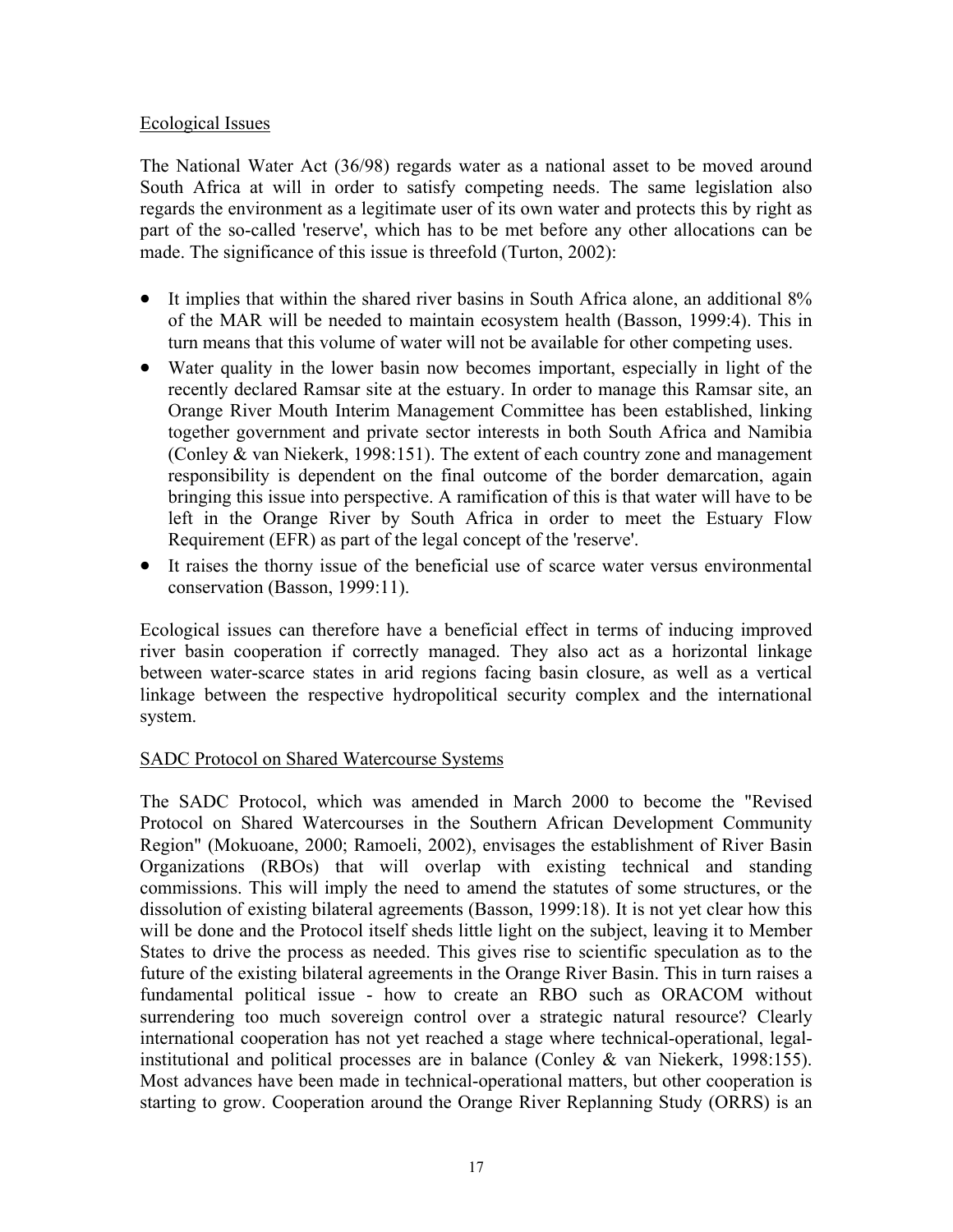Ecological Issues

The National Water Act (36/98) regards water as a national asset to be moved around South Africa at will in order to satisfy competing needs. The same legislation also regards the environment as a legitimate user of its own water and protects this by right as part of the so-called 'reserve', which has to be met before any other allocations can be made. The significance of this issue is threefold (Turton, 2002):

- It implies that within the shared river basins in South Africa alone, an additional 8% of the MAR will be needed to maintain ecosystem health (Basson, 1999:4). This in turn means that this volume of water will not be available for other competing uses.
- Water quality in the lower basin now becomes important, especially in light of the recently declared Ramsar site at the estuary. In order to manage this Ramsar site, an Orange River Mouth Interim Management Committee has been established, linking together government and private sector interests in both South Africa and Namibia (Conley & van Niekerk, 1998:151). The extent of each country zone and management responsibility is dependent on the final outcome of the border demarcation, again bringing this issue into perspective. A ramification of this is that water will have to be left in the Orange River by South Africa in order to meet the Estuary Flow Requirement (EFR) as part of the legal concept of the 'reserve'.
- It raises the thorny issue of the beneficial use of scarce water versus environmental conservation (Basson, 1999:11).

Ecological issues can therefore have a beneficial effect in terms of inducing improved river basin cooperation if correctly managed. They also act as a horizontal linkage between water-scarce states in arid regions facing basin closure, as well as a vertical linkage between the respective hydropolitical security complex and the international system.

SADC Protocol on Shared Watercourse Systems

The SADC Protocol, which was amended in March 2000 to become the "Revised Protocol on Shared Watercourses in the Southern African Development Community Region" (Mokuoane, 2000; Ramoeli, 2002), envisages the establishment of River Basin Organizations (RBOs) that will overlap with existing technical and standing commissions. This will imply the need to amend the statutes of some structures, or the dissolution of existing bilateral agreements (Basson, 1999:18). It is not yet clear how this will be done and the Protocol itself sheds little light on the subject, leaving it to Member States to drive the process as needed. This gives rise to scientific speculation as to the future of the existing bilateral agreements in the Orange River Basin. This in turn raises a fundamental political issue - how to create an RBO such as ORACOM without surrendering too much sovereign control over a strategic natural resource? Clearly international cooperation has not yet reached a stage where technical-operational, legal-institutional and political processes are in balance (Conley & van Niekerk, 1998:155). Most advances have been made in technical-operational matters, but other cooperation is starting to grow. Cooperation around the Orange River Replanning Study (ORRS) is an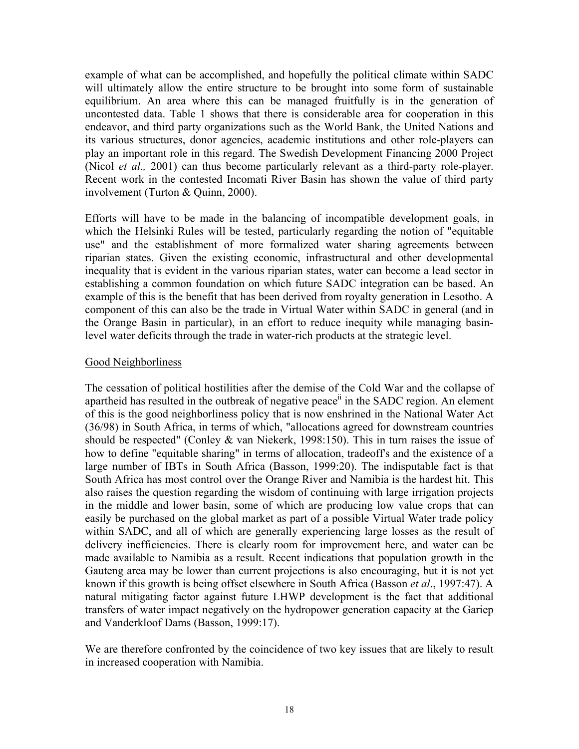example of what can be accomplished, and hopefully the political climate within SADC will ultimately allow the entire structure to be brought into some form of sustainable equilibrium. An area where this can be managed fruitfully is in the generation of uncontested data. Table 1 shows that there is considerable area for cooperation in this endeavor, and third party organizations such as the World Bank, the United Nations and its various structures, donor agencies, academic institutions and other role-players can play an important role in this regard. The Swedish Development Financing 2000 Project (Nicol *et al.,* 2001) can thus become particularly relevant as a third-party role-player. Recent work in the contested Incomati River Basin has shown the value of third party involvement (Turton & Quinn, 2000).

Efforts will have to be made in the balancing of incompatible development goals, in which the Helsinki Rules will be tested, particularly regarding the notion of "equitable use" and the establishment of more formalized water sharing agreements between riparian states. Given the existing economic, infrastructural and other developmental inequality that is evident in the various riparian states, water can become a lead sector in establishing a common foundation on which future SADC integration can be based. An example of this is the benefit that has been derived from royalty generation in Lesotho. A component of this can also be the trade in Virtual Water within SADC in general (and in the Orange Basin in particular), in an effort to reduce inequity while managing basin-level water deficits through the trade in water-rich products at the strategic level.

Good Neighborliness

The cessation of political hostilities after the demise of the Cold War and the collapse of apartheid has resulted in the outbreak of negative peace[ii] in the SADC region. An element of this is the good neighborliness policy that is now enshrined in the National Water Act (36/98) in South Africa, in terms of which, "allocations agreed for downstream countries should be respected" (Conley & van Niekerk, 1998:150). This in turn raises the issue of how to define "equitable sharing" in terms of allocation, tradeoff's and the existence of a large number of IBTs in South Africa (Basson, 1999:20). The indisputable fact is that South Africa has most control over the Orange River and Namibia is the hardest hit. This also raises the question regarding the wisdom of continuing with large irrigation projects in the middle and lower basin, some of which are producing low value crops that can easily be purchased on the global market as part of a possible Virtual Water trade policy within SADC, and all of which are generally experiencing large losses as the result of delivery inefficiencies. There is clearly room for improvement here, and water can be made available to Namibia as a result. Recent indications that population growth in the Gauteng area may be lower than current projections is also encouraging, but it is not yet known if this growth is being offset elsewhere in South Africa (Basson *et al*., 1997:47). A natural mitigating factor against future LHWP development is the fact that additional transfers of water impact negatively on the hydropower generation capacity at the Gariep and Vanderkloof Dams (Basson, 1999:17).

We are therefore confronted by the coincidence of two key issues that are likely to result in increased cooperation with Namibia.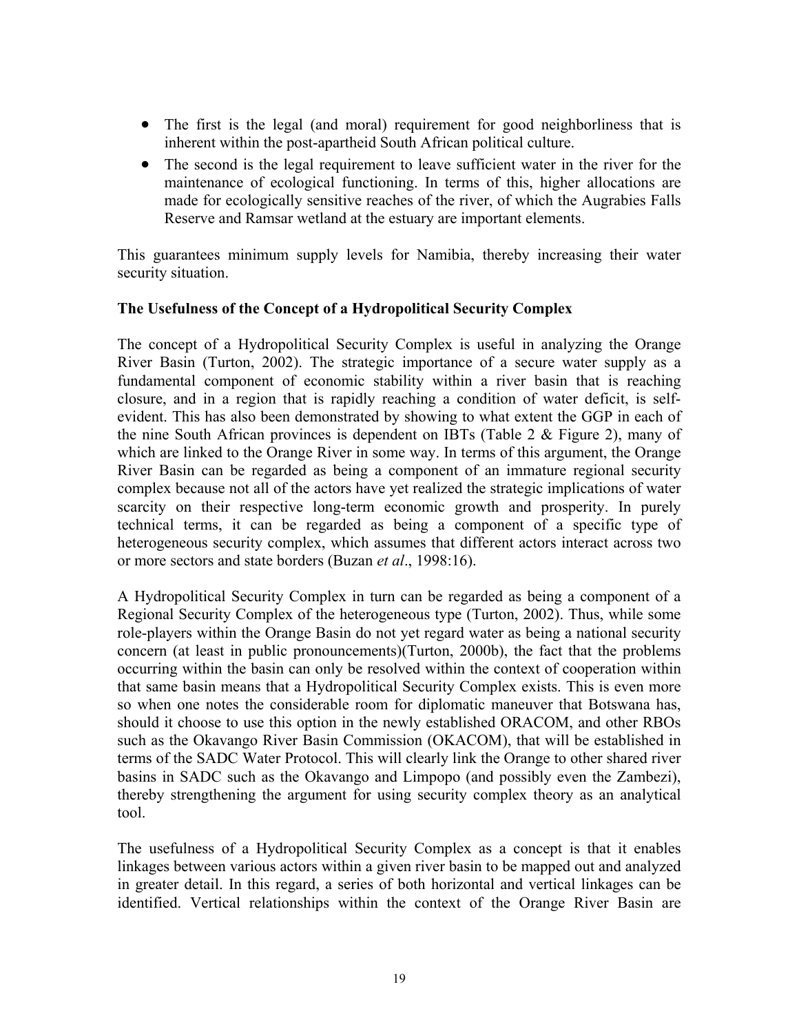- The first is the legal (and moral) requirement for good neighborliness that is inherent within the post-apartheid South African political culture.
- The second is the legal requirement to leave sufficient water in the river for the maintenance of ecological functioning. In terms of this, higher allocations are made for ecologically sensitive reaches of the river, of which the Augrabies Falls Reserve and Ramsar wetland at the estuary are important elements.

This guarantees minimum supply levels for Namibia, thereby increasing their water security situation.

**The Usefulness of the Concept of a Hydropolitical Security Complex**

The concept of a Hydropolitical Security Complex is useful in analyzing the Orange River Basin (Turton, 2002). The strategic importance of a secure water supply as a fundamental component of economic stability within a river basin that is reaching closure, and in a region that is rapidly reaching a condition of water deficit, is self-evident. This has also been demonstrated by showing to what extent the GGP in each of the nine South African provinces is dependent on IBTs (Table 2 & Figure 2), many of which are linked to the Orange River in some way. In terms of this argument, the Orange River Basin can be regarded as being a component of an immature regional security complex because not all of the actors have yet realized the strategic implications of water scarcity on their respective long-term economic growth and prosperity. In purely technical terms, it can be regarded as being a component of a specific type of heterogeneous security complex, which assumes that different actors interact across two or more sectors and state borders (Buzan *et al*., 1998:16).

A Hydropolitical Security Complex in turn can be regarded as being a component of a Regional Security Complex of the heterogeneous type (Turton, 2002). Thus, while some role-players within the Orange Basin do not yet regard water as being a national security concern (at least in public pronouncements)(Turton, 2000b), the fact that the problems occurring within the basin can only be resolved within the context of cooperation within that same basin means that a Hydropolitical Security Complex exists. This is even more so when one notes the considerable room for diplomatic maneuver that Botswana has, should it choose to use this option in the newly established ORACOM, and other RBOs such as the Okavango River Basin Commission (OKACOM), that will be established in terms of the SADC Water Protocol. This will clearly link the Orange to other shared river basins in SADC such as the Okavango and Limpopo (and possibly even the Zambezi), thereby strengthening the argument for using security complex theory as an analytical tool.

The usefulness of a Hydropolitical Security Complex as a concept is that it enables linkages between various actors within a given river basin to be mapped out and analyzed in greater detail. In this regard, a series of both horizontal and vertical linkages can be identified. Vertical relationships within the context of the Orange River Basin are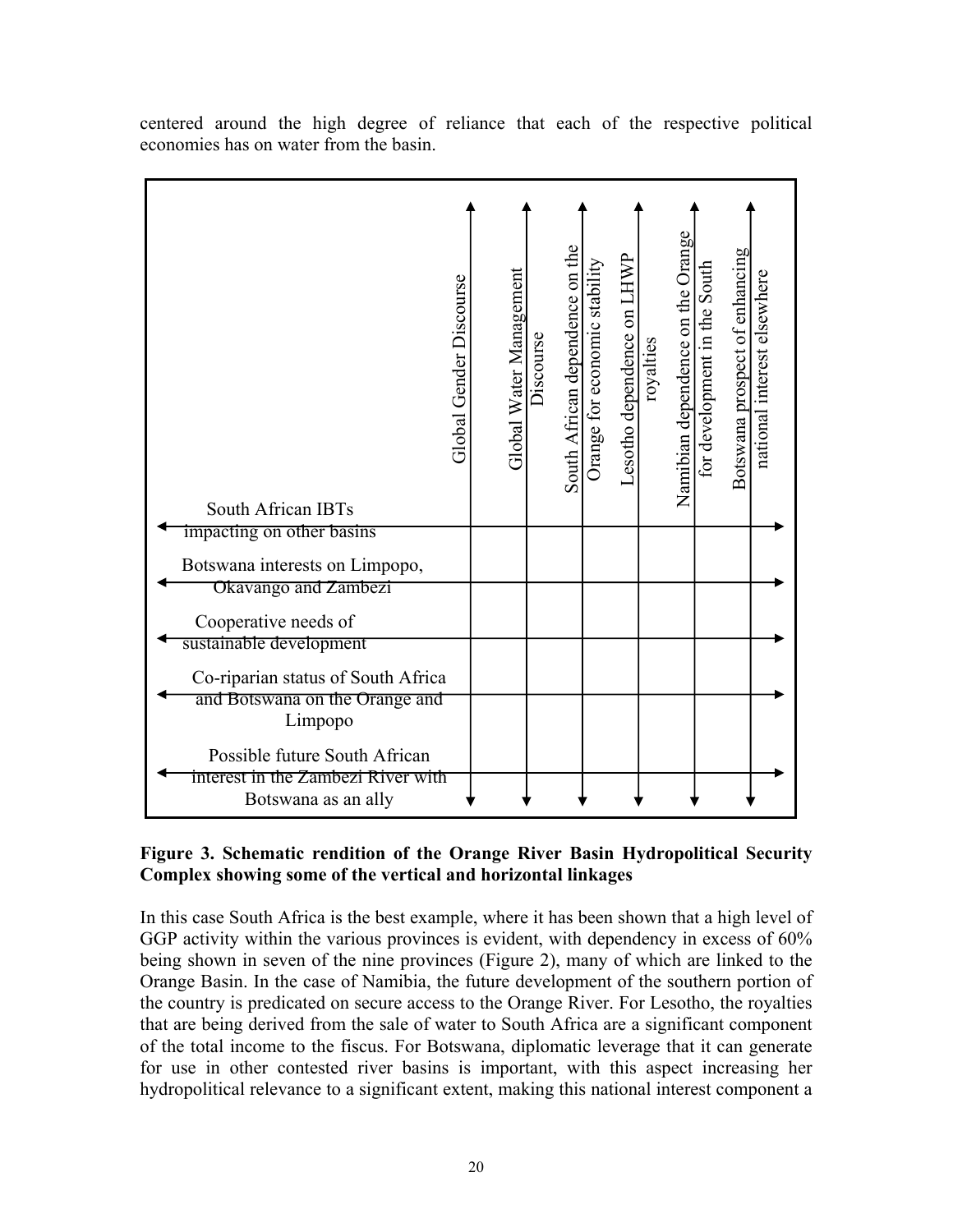centered around the high degree of reliance that each of the respective political economies has on water from the basin.

| | Global Gender Discourse | Global Water Management Discourse | South African dependence on the Orange for economic stability | Lesotho dependence on LHWP royalties | Namibian dependence on the Orange for development in the South | Botswana prospect of enhancing national interest elsewhere |
|---|---|---|---|---|---|---|
| South African IBTs impacting on other basins | | | | | | |
| Botswana interests on Limpopo, Okavango and Zambezi | | | | | | |
| Cooperative needs of sustainable development | | | | | | |
| Co-riparian status of South Africa and Botswana on the Orange and Limpopo | | | | | | |
| Possible future South African interest in the Zambezi River with Botswana as an ally | | | | | | |

**Figure 3. Schematic rendition of the Orange River Basin Hydropolitical Security Complex showing some of the vertical and horizontal linkages**

In this case South Africa is the best example, where it has been shown that a high level of GGP activity within the various provinces is evident, with dependency in excess of 60% being shown in seven of the nine provinces (Figure 2), many of which are linked to the Orange Basin. In the case of Namibia, the future development of the southern portion of the country is predicated on secure access to the Orange River. For Lesotho, the royalties that are being derived from the sale of water to South Africa are a significant component of the total income to the fiscus. For Botswana, diplomatic leverage that it can generate for use in other contested river basins is important, with this aspect increasing her hydropolitical relevance to a significant extent, making this national interest component a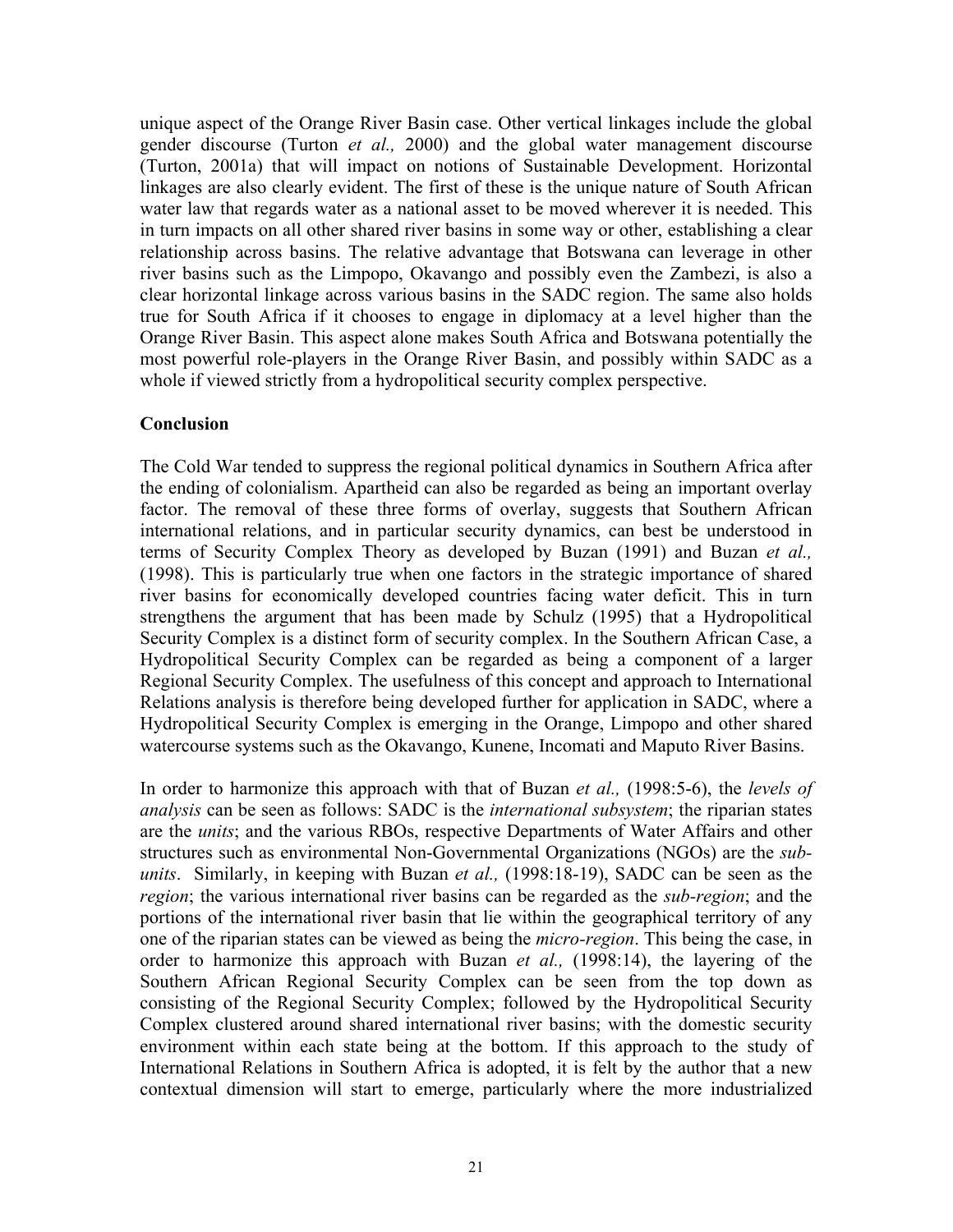unique aspect of the Orange River Basin case. Other vertical linkages include the global gender discourse (Turton *et al.,* 2000) and the global water management discourse (Turton, 2001a) that will impact on notions of Sustainable Development. Horizontal linkages are also clearly evident. The first of these is the unique nature of South African water law that regards water as a national asset to be moved wherever it is needed. This in turn impacts on all other shared river basins in some way or other, establishing a clear relationship across basins. The relative advantage that Botswana can leverage in other river basins such as the Limpopo, Okavango and possibly even the Zambezi, is also a clear horizontal linkage across various basins in the SADC region. The same also holds true for South Africa if it chooses to engage in diplomacy at a level higher than the Orange River Basin. This aspect alone makes South Africa and Botswana potentially the most powerful role-players in the Orange River Basin, and possibly within SADC as a whole if viewed strictly from a hydropolitical security complex perspective.

## Conclusion

The Cold War tended to suppress the regional political dynamics in Southern Africa after the ending of colonialism. Apartheid can also be regarded as being an important overlay factor. The removal of these three forms of overlay, suggests that Southern African international relations, and in particular security dynamics, can best be understood in terms of Security Complex Theory as developed by Buzan (1991) and Buzan *et al.,* (1998). This is particularly true when one factors in the strategic importance of shared river basins for economically developed countries facing water deficit. This in turn strengthens the argument that has been made by Schulz (1995) that a Hydropolitical Security Complex is a distinct form of security complex. In the Southern African Case, a Hydropolitical Security Complex can be regarded as being a component of a larger Regional Security Complex. The usefulness of this concept and approach to International Relations analysis is therefore being developed further for application in SADC, where a Hydropolitical Security Complex is emerging in the Orange, Limpopo and other shared watercourse systems such as the Okavango, Kunene, Incomati and Maputo River Basins.

In order to harmonize this approach with that of Buzan *et al.,* (1998:5-6), the *levels of analysis* can be seen as follows: SADC is the *international subsystem*; the riparian states are the *units*; and the various RBOs, respective Departments of Water Affairs and other structures such as environmental Non-Governmental Organizations (NGOs) are the *sub-units*. Similarly, in keeping with Buzan *et al.,* (1998:18-19), SADC can be seen as the *region*; the various international river basins can be regarded as the *sub-region*; and the portions of the international river basin that lie within the geographical territory of any one of the riparian states can be viewed as being the *micro-region*. This being the case, in order to harmonize this approach with Buzan *et al.,* (1998:14), the layering of the Southern African Regional Security Complex can be seen from the top down as consisting of the Regional Security Complex; followed by the Hydropolitical Security Complex clustered around shared international river basins; with the domestic security environment within each state being at the bottom. If this approach to the study of International Relations in Southern Africa is adopted, it is felt by the author that a new contextual dimension will start to emerge, particularly where the more industrialized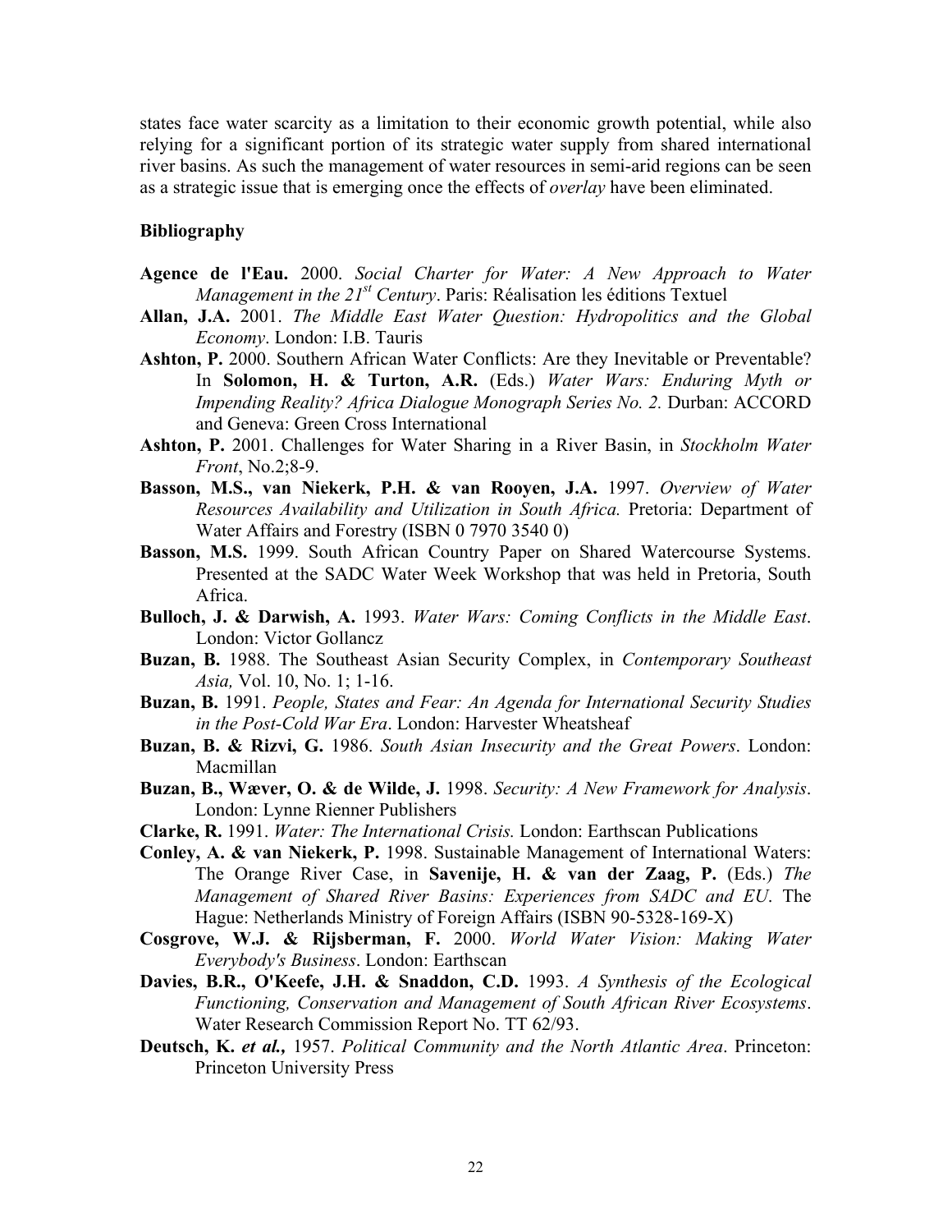states face water scarcity as a limitation to their economic growth potential, while also relying for a significant portion of its strategic water supply from shared international river basins. As such the management of water resources in semi-arid regions can be seen as a strategic issue that is emerging once the effects of *overlay* have been eliminated.

**Bibliography**

**Agence de l'Eau.** 2000. *Social Charter for Water: A New Approach to Water Management in the 21st Century*. Paris: Réalisation les éditions Textuel

**Allan, J.A.** 2001. *The Middle East Water Question: Hydropolitics and the Global Economy*. London: I.B. Tauris

**Ashton, P.** 2000. Southern African Water Conflicts: Are they Inevitable or Preventable? In **Solomon, H. & Turton, A.R.** (Eds.) *Water Wars: Enduring Myth or Impending Reality? Africa Dialogue Monograph Series No. 2.* Durban: ACCORD and Geneva: Green Cross International

**Ashton, P.** 2001. Challenges for Water Sharing in a River Basin, in *Stockholm Water Front*, No.2;8-9.

**Basson, M.S., van Niekerk, P.H. & van Rooyen, J.A.** 1997. *Overview of Water Resources Availability and Utilization in South Africa.* Pretoria: Department of Water Affairs and Forestry (ISBN 0 7970 3540 0)

**Basson, M.S.** 1999. South African Country Paper on Shared Watercourse Systems. Presented at the SADC Water Week Workshop that was held in Pretoria, South Africa.

**Bulloch, J. & Darwish, A.** 1993. *Water Wars: Coming Conflicts in the Middle East*. London: Victor Gollancz

**Buzan, B.** 1988. The Southeast Asian Security Complex, in *Contemporary Southeast Asia,* Vol. 10, No. 1; 1-16.

**Buzan, B.** 1991. *People, States and Fear: An Agenda for International Security Studies in the Post-Cold War Era*. London: Harvester Wheatsheaf

**Buzan, B. & Rizvi, G.** 1986. *South Asian Insecurity and the Great Powers*. London: Macmillan

**Buzan, B., Wæver, O. & de Wilde, J.** 1998. *Security: A New Framework for Analysis*. London: Lynne Rienner Publishers

**Clarke, R.** 1991. *Water: The International Crisis.* London: Earthscan Publications

**Conley, A. & van Niekerk, P.** 1998. Sustainable Management of International Waters: The Orange River Case, in **Savenije, H. & van der Zaag, P.** (Eds.) *The Management of Shared River Basins: Experiences from SADC and EU*. The Hague: Netherlands Ministry of Foreign Affairs (ISBN 90-5328-169-X)

**Cosgrove, W.J. & Rijsberman, F.** 2000. *World Water Vision: Making Water Everybody's Business*. London: Earthscan

**Davies, B.R., O'Keefe, J.H. & Snaddon, C.D.** 1993. *A Synthesis of the Ecological Functioning, Conservation and Management of South African River Ecosystems*. Water Research Commission Report No. TT 62/93.

**Deutsch, K. *et al.,*** 1957. *Political Community and the North Atlantic Area*. Princeton: Princeton University Press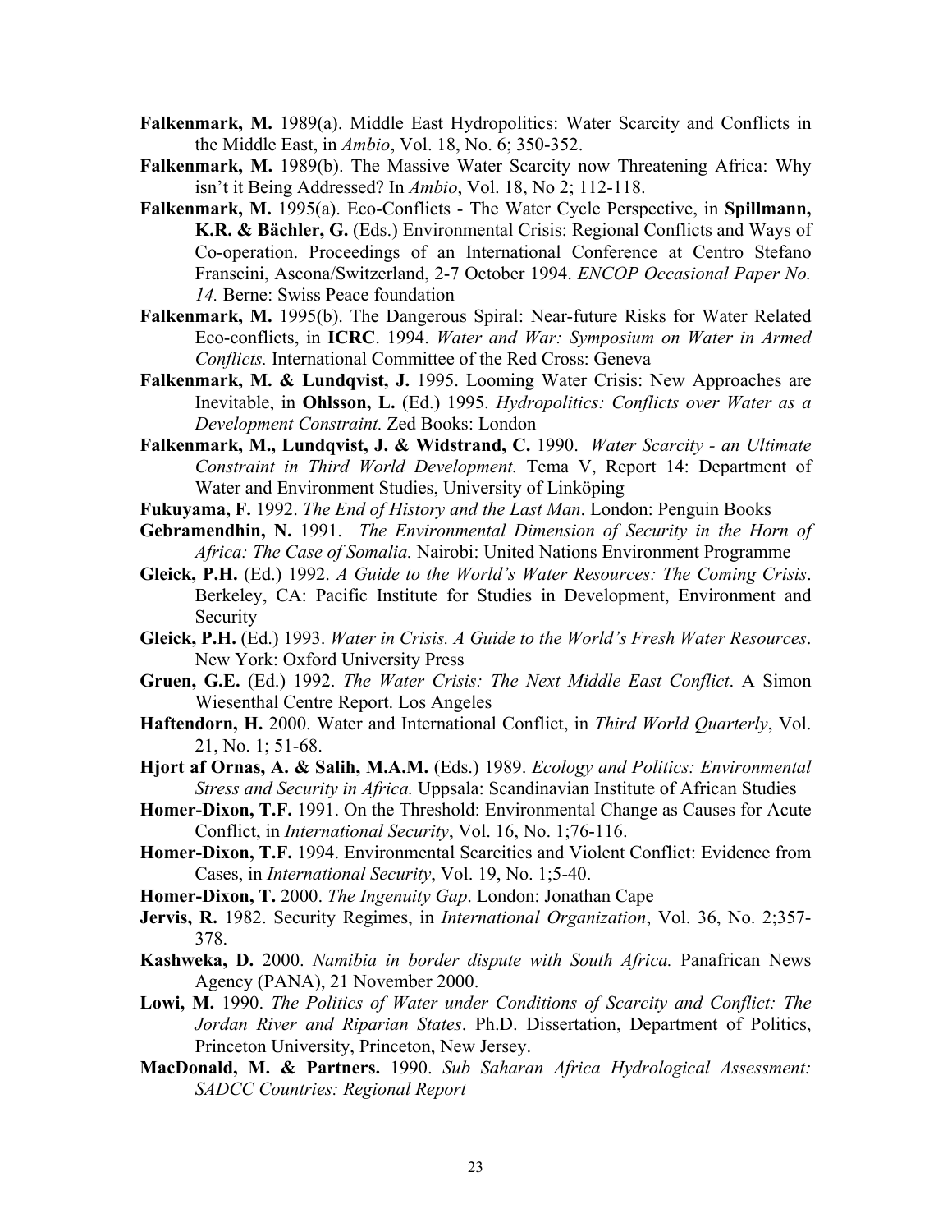**Falkenmark, M.** 1989(a). Middle East Hydropolitics: Water Scarcity and Conflicts in the Middle East, in *Ambio*, Vol. 18, No. 6; 350-352.

**Falkenmark, M.** 1989(b). The Massive Water Scarcity now Threatening Africa: Why isn't it Being Addressed? In *Ambio*, Vol. 18, No 2; 112-118.

**Falkenmark, M.** 1995(a). Eco-Conflicts - The Water Cycle Perspective, in **Spillmann, K.R. & Bächler, G.** (Eds.) Environmental Crisis: Regional Conflicts and Ways of Co-operation. Proceedings of an International Conference at Centro Stefano Franscini, Ascona/Switzerland, 2-7 October 1994. *ENCOP Occasional Paper No. 14.* Berne: Swiss Peace foundation

**Falkenmark, M.** 1995(b). The Dangerous Spiral: Near-future Risks for Water Related Eco-conflicts, in **ICRC**. 1994. *Water and War: Symposium on Water in Armed Conflicts.* International Committee of the Red Cross: Geneva

**Falkenmark, M. & Lundqvist, J.** 1995. Looming Water Crisis: New Approaches are Inevitable, in **Ohlsson, L.** (Ed.) 1995. *Hydropolitics: Conflicts over Water as a Development Constraint.* Zed Books: London

**Falkenmark, M., Lundqvist, J. & Widstrand, C.** 1990. *Water Scarcity - an Ultimate Constraint in Third World Development.* Tema V, Report 14: Department of Water and Environment Studies, University of Linköping

**Fukuyama, F.** 1992. *The End of History and the Last Man*. London: Penguin Books

**Gebramendhin, N.** 1991. *The Environmental Dimension of Security in the Horn of Africa: The Case of Somalia.* Nairobi: United Nations Environment Programme

**Gleick, P.H.** (Ed.) 1992. *A Guide to the World's Water Resources: The Coming Crisis*. Berkeley, CA: Pacific Institute for Studies in Development, Environment and Security

**Gleick, P.H.** (Ed.) 1993. *Water in Crisis. A Guide to the World's Fresh Water Resources*. New York: Oxford University Press

**Gruen, G.E.** (Ed.) 1992. *The Water Crisis: The Next Middle East Conflict*. A Simon Wiesenthal Centre Report. Los Angeles

**Haftendorn, H.** 2000. Water and International Conflict, in *Third World Quarterly*, Vol. 21, No. 1; 51-68.

**Hjort af Ornas, A. & Salih, M.A.M.** (Eds.) 1989. *Ecology and Politics: Environmental Stress and Security in Africa.* Uppsala: Scandinavian Institute of African Studies

**Homer-Dixon, T.F.** 1991. On the Threshold: Environmental Change as Causes for Acute Conflict, in *International Security*, Vol. 16, No. 1;76-116.

**Homer-Dixon, T.F.** 1994. Environmental Scarcities and Violent Conflict: Evidence from Cases, in *International Security*, Vol. 19, No. 1;5-40.

**Homer-Dixon, T.** 2000. *The Ingenuity Gap*. London: Jonathan Cape

**Jervis, R.** 1982. Security Regimes, in *International Organization*, Vol. 36, No. 2;357-378.

**Kashweka, D.** 2000. *Namibia in border dispute with South Africa.* Panafrican News Agency (PANA), 21 November 2000.

**Lowi, M.** 1990. *The Politics of Water under Conditions of Scarcity and Conflict: The Jordan River and Riparian States*. Ph.D. Dissertation, Department of Politics, Princeton University, Princeton, New Jersey.

**MacDonald, M. & Partners.** 1990. *Sub Saharan Africa Hydrological Assessment: SADCC Countries: Regional Report*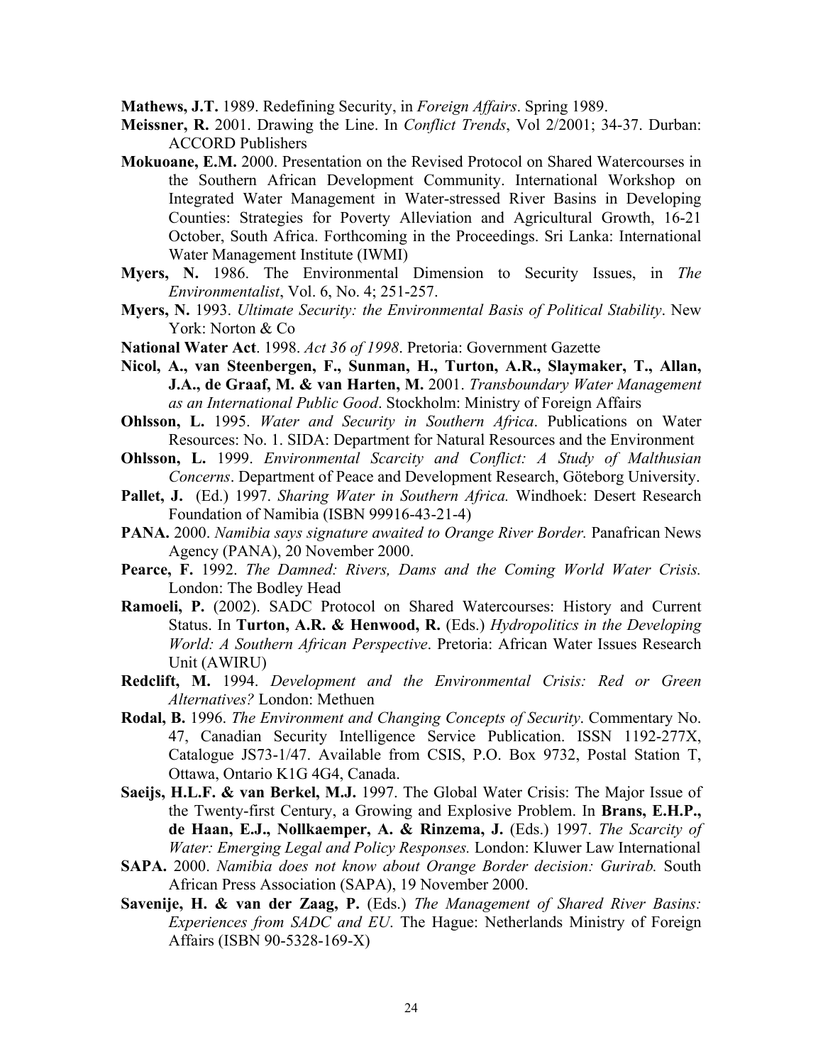**Mathews, J.T.** 1989. Redefining Security, in *Foreign Affairs*. Spring 1989.

**Meissner, R.** 2001. Drawing the Line. In *Conflict Trends*, Vol 2/2001; 34-37. Durban: ACCORD Publishers

**Mokuoane, E.M.** 2000. Presentation on the Revised Protocol on Shared Watercourses in the Southern African Development Community. International Workshop on Integrated Water Management in Water-stressed River Basins in Developing Counties: Strategies for Poverty Alleviation and Agricultural Growth, 16-21 October, South Africa. Forthcoming in the Proceedings. Sri Lanka: International Water Management Institute (IWMI)

**Myers, N.** 1986. The Environmental Dimension to Security Issues, in *The Environmentalist*, Vol. 6, No. 4; 251-257.

**Myers, N.** 1993. *Ultimate Security: the Environmental Basis of Political Stability*. New York: Norton & Co

**National Water Act**. 1998. *Act 36 of 1998*. Pretoria: Government Gazette

**Nicol, A., van Steenbergen, F., Sunman, H., Turton, A.R., Slaymaker, T., Allan, J.A., de Graaf, M. & van Harten, M.** 2001. *Transboundary Water Management as an International Public Good*. Stockholm: Ministry of Foreign Affairs

**Ohlsson, L.** 1995. *Water and Security in Southern Africa*. Publications on Water Resources: No. 1. SIDA: Department for Natural Resources and the Environment

**Ohlsson, L.** 1999. *Environmental Scarcity and Conflict: A Study of Malthusian Concerns*. Department of Peace and Development Research, Göteborg University.

**Pallet, J.** (Ed.) 1997. *Sharing Water in Southern Africa.* Windhoek: Desert Research Foundation of Namibia (ISBN 99916-43-21-4)

**PANA.** 2000. *Namibia says signature awaited to Orange River Border.* Panafrican News Agency (PANA), 20 November 2000.

**Pearce, F.** 1992. *The Damned: Rivers, Dams and the Coming World Water Crisis.* London: The Bodley Head

**Ramoeli, P.** (2002). SADC Protocol on Shared Watercourses: History and Current Status. In **Turton, A.R. & Henwood, R.** (Eds.) *Hydropolitics in the Developing World: A Southern African Perspective*. Pretoria: African Water Issues Research Unit (AWIRU)

**Redclift, M.** 1994. *Development and the Environmental Crisis: Red or Green Alternatives?* London: Methuen

**Rodal, B.** 1996. *The Environment and Changing Concepts of Security*. Commentary No. 47, Canadian Security Intelligence Service Publication. ISSN 1192-277X, Catalogue JS73-1/47. Available from CSIS, P.O. Box 9732, Postal Station T, Ottawa, Ontario K1G 4G4, Canada.

**Saeijs, H.L.F. & van Berkel, M.J.** 1997. The Global Water Crisis: The Major Issue of the Twenty-first Century, a Growing and Explosive Problem. In **Brans, E.H.P., de Haan, E.J., Nollkaemper, A. & Rinzema, J.** (Eds.) 1997. *The Scarcity of Water: Emerging Legal and Policy Responses.* London: Kluwer Law International

**SAPA.** 2000. *Namibia does not know about Orange Border decision: Gurirab.* South African Press Association (SAPA), 19 November 2000.

**Savenije, H. & van der Zaag, P.** (Eds.) *The Management of Shared River Basins: Experiences from SADC and EU*. The Hague: Netherlands Ministry of Foreign Affairs (ISBN 90-5328-169-X)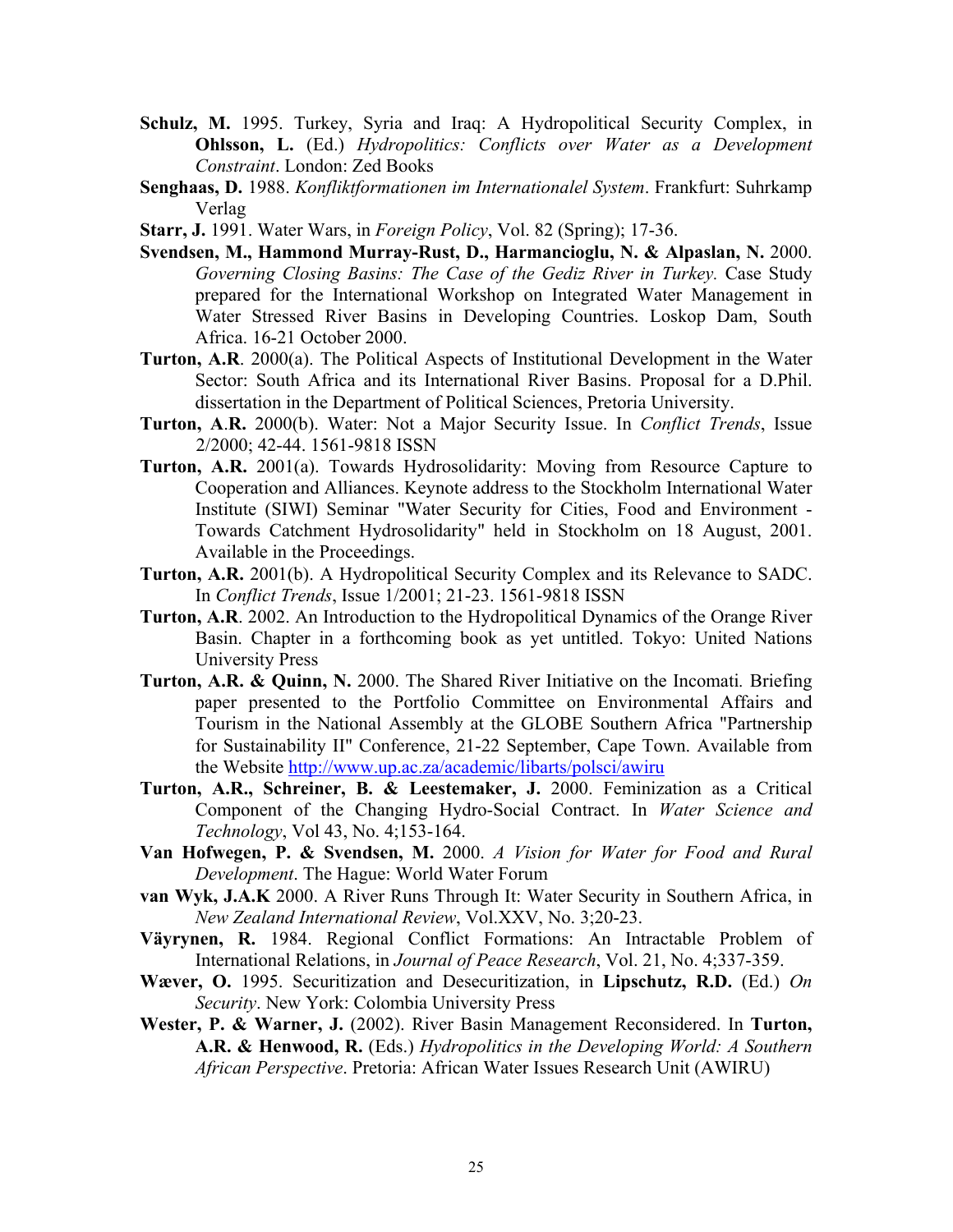**Schulz, M.** 1995. Turkey, Syria and Iraq: A Hydropolitical Security Complex, in **Ohlsson, L.** (Ed.) *Hydropolitics: Conflicts over Water as a Development Constraint*. London: Zed Books

**Senghaas, D.** 1988. *Konfliktformationen im Internationalel System*. Frankfurt: Suhrkamp Verlag

**Starr, J.** 1991. Water Wars, in *Foreign Policy*, Vol. 82 (Spring); 17-36.

**Svendsen, M., Hammond Murray-Rust, D., Harmancioglu, N. & Alpaslan, N.** 2000. *Governing Closing Basins: The Case of the Gediz River in Turkey.* Case Study prepared for the International Workshop on Integrated Water Management in Water Stressed River Basins in Developing Countries. Loskop Dam, South Africa. 16-21 October 2000.

**Turton, A.R**. 2000(a). The Political Aspects of Institutional Development in the Water Sector: South Africa and its International River Basins. Proposal for a D.Phil. dissertation in the Department of Political Sciences, Pretoria University.

**Turton, A**.**R.** 2000(b). Water: Not a Major Security Issue. In *Conflict Trends*, Issue 2/2000; 42-44. 1561-9818 ISSN

**Turton, A.R.** 2001(a). Towards Hydrosolidarity: Moving from Resource Capture to Cooperation and Alliances. Keynote address to the Stockholm International Water Institute (SIWI) Seminar "Water Security for Cities, Food and Environment - Towards Catchment Hydrosolidarity" held in Stockholm on 18 August, 2001. Available in the Proceedings.

**Turton, A.R.** 2001(b). A Hydropolitical Security Complex and its Relevance to SADC. In *Conflict Trends*, Issue 1/2001; 21-23. 1561-9818 ISSN

**Turton, A.R**. 2002. An Introduction to the Hydropolitical Dynamics of the Orange River Basin. Chapter in a forthcoming book as yet untitled. Tokyo: United Nations University Press

**Turton, A.R. & Quinn, N.** 2000. The Shared River Initiative on the Incomati*.* Briefing paper presented to the Portfolio Committee on Environmental Affairs and Tourism in the National Assembly at the GLOBE Southern Africa "Partnership for Sustainability II" Conference, 21-22 September, Cape Town. Available from the Website http://www.up.ac.za/academic/libarts/polsci/awiru

**Turton, A.R., Schreiner, B. & Leestemaker, J.** 2000. Feminization as a Critical Component of the Changing Hydro-Social Contract. In *Water Science and Technology*, Vol 43, No. 4;153-164.

**Van Hofwegen, P. & Svendsen, M.** 2000. *A Vision for Water for Food and Rural Development*. The Hague: World Water Forum

**van Wyk, J.A.K** 2000. A River Runs Through It: Water Security in Southern Africa, in *New Zealand International Review*, Vol.XXV, No. 3;20-23.

**Väyrynen, R.** 1984. Regional Conflict Formations: An Intractable Problem of International Relations, in *Journal of Peace Research*, Vol. 21, No. 4;337-359.

**Wæver, O.** 1995. Securitization and Desecuritization, in **Lipschutz, R.D.** (Ed.) *On Security*. New York: Colombia University Press

**Wester, P. & Warner, J.** (2002). River Basin Management Reconsidered. In **Turton, A.R. & Henwood, R.** (Eds.) *Hydropolitics in the Developing World: A Southern African Perspective*. Pretoria: African Water Issues Research Unit (AWIRU)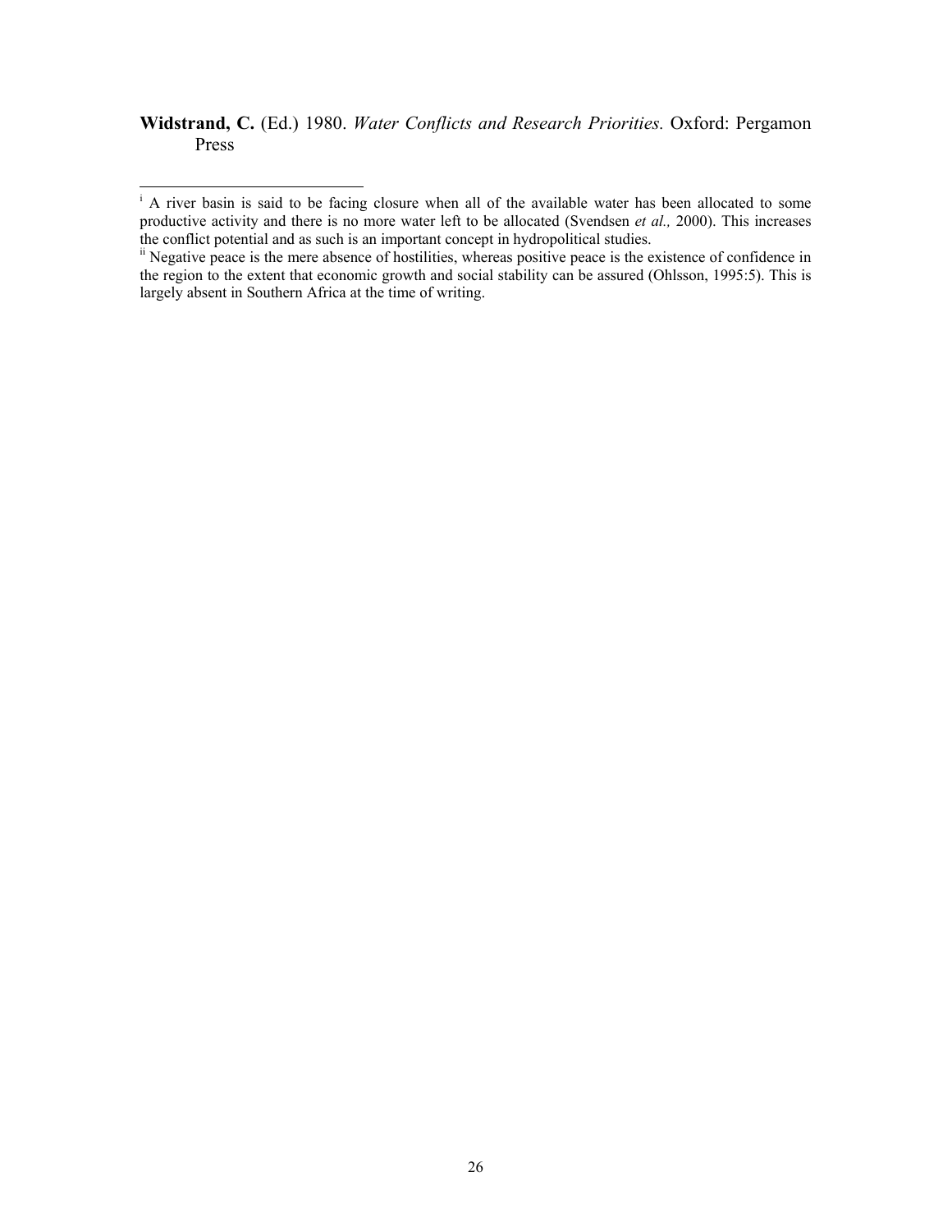**Widstrand, C.** (Ed.) 1980. *Water Conflicts and Research Priorities.* Oxford: Pergamon Press

---

[i] A river basin is said to be facing closure when all of the available water has been allocated to some productive activity and there is no more water left to be allocated (Svendsen *et al.,* 2000). This increases the conflict potential and as such is an important concept in hydropolitical studies.

[ii] Negative peace is the mere absence of hostilities, whereas positive peace is the existence of confidence in the region to the extent that economic growth and social stability can be assured (Ohlsson, 1995:5). This is largely absent in Southern Africa at the time of writing.